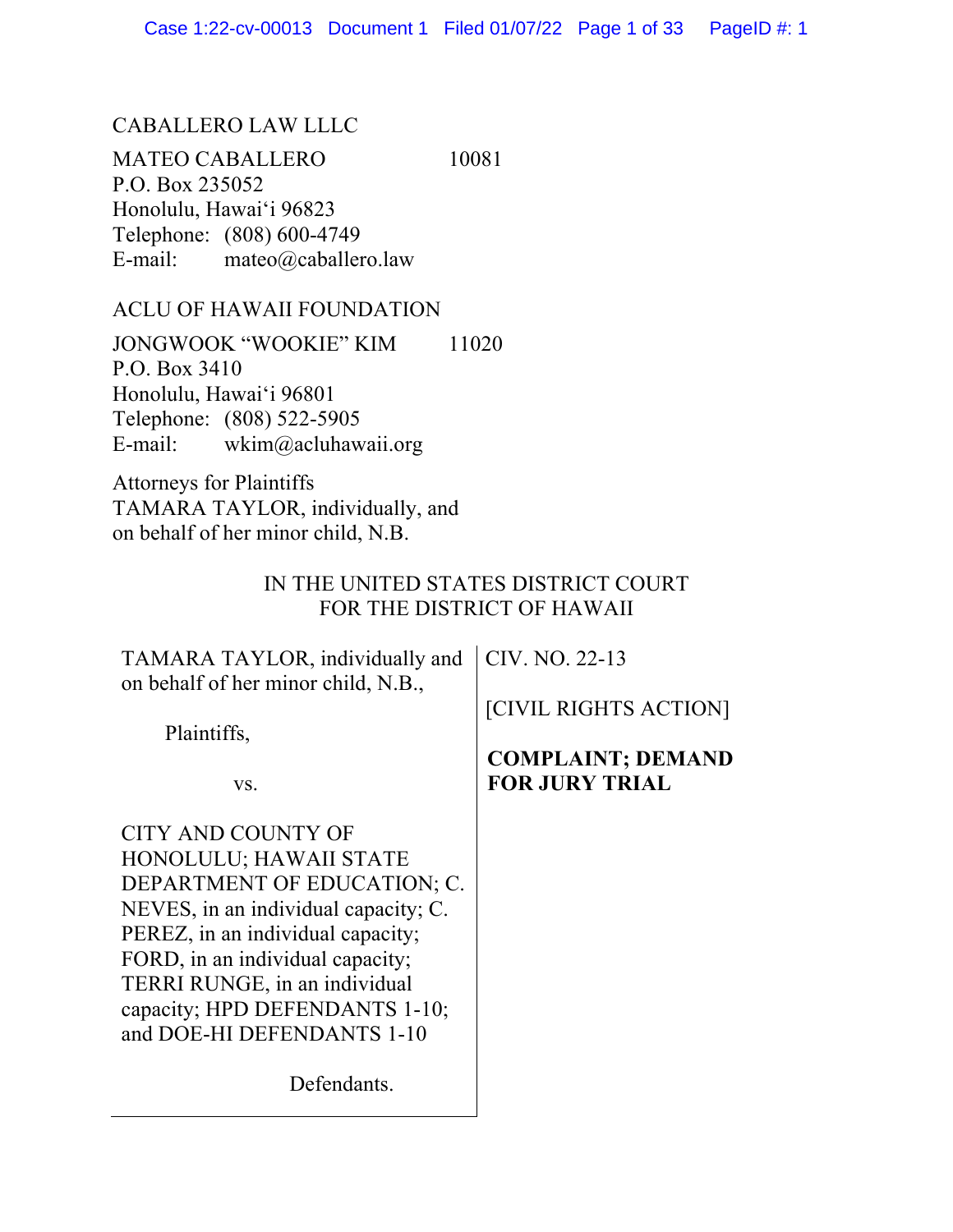CABALLERO LAW LLLC

MATEO CABALLERO 10081
P.O. Box 235052
Honolulu, Hawaiʻi 96823
Telephone: (808) 600-4749
E-mail: mateo@caballero.law

ACLU OF HAWAII FOUNDATION

JONGWOOK "WOOKIE" KIM 11020
P.O. Box 3410
Honolulu, Hawaiʻi 96801
Telephone: (808) 522-5905
E-mail: wkim@acluhawaii.org

Attorneys for Plaintiffs
TAMARA TAYLOR, individually, and
on behalf of her minor child, N.B.

IN THE UNITED STATES DISTRICT COURT
FOR THE DISTRICT OF HAWAII

| | |
|---|---|
| TAMARA TAYLOR, individually and on behalf of her minor child, N.B.,<br><br>Plaintiffs,<br><br>vs.<br><br>CITY AND COUNTY OF HONOLULU; HAWAII STATE DEPARTMENT OF EDUCATION; C. NEVES, in an individual capacity; C. PEREZ, in an individual capacity; FORD, in an individual capacity; TERRI RUNGE, in an individual capacity; HPD DEFENDANTS 1-10; and DOE-HI DEFENDANTS 1-10<br><br>Defendants. | CIV. NO. 22-13<br><br>[CIVIL RIGHTS ACTION]<br><br>**COMPLAINT; DEMAND FOR JURY TRIAL** |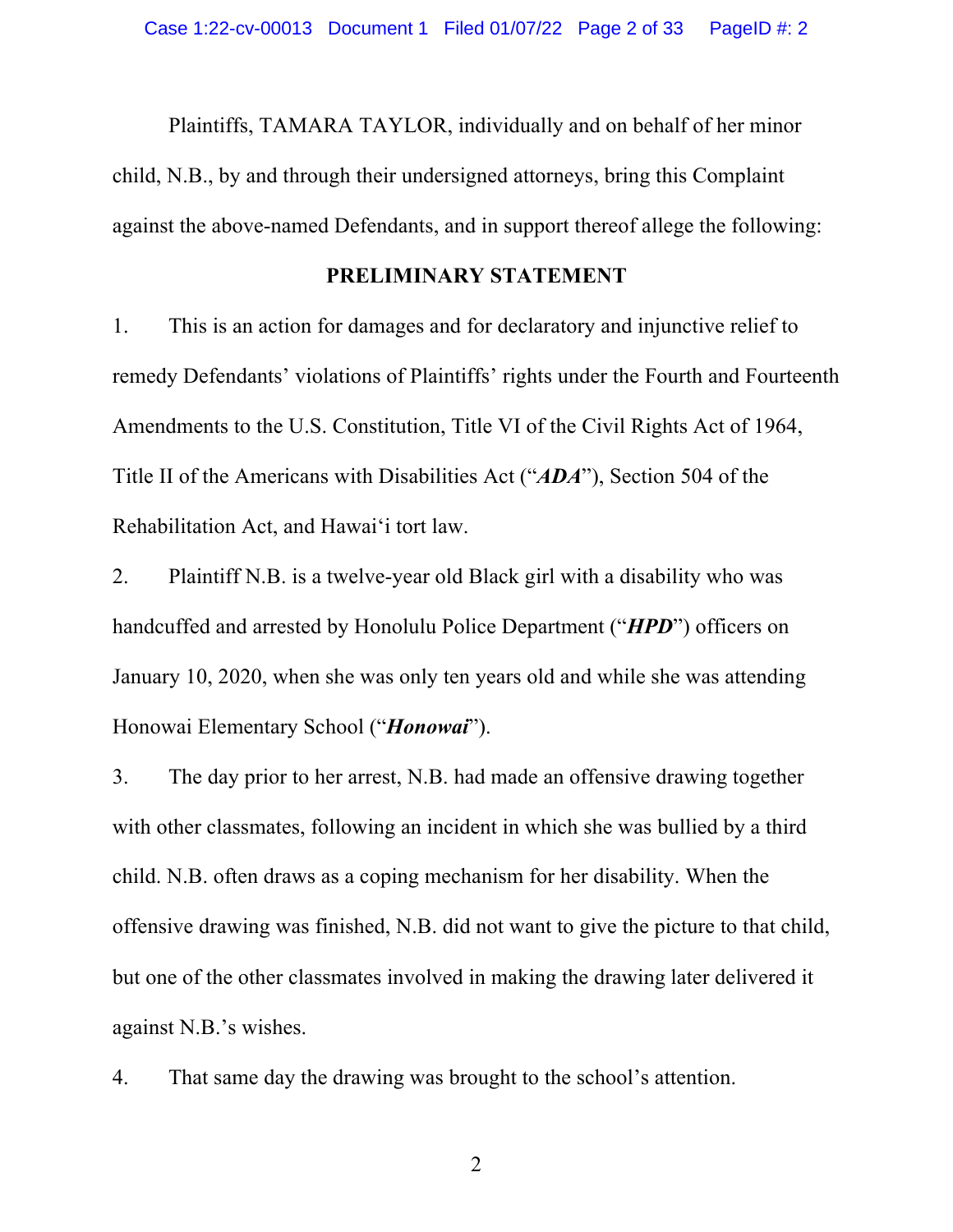Plaintiffs, TAMARA TAYLOR, individually and on behalf of her minor child, N.B., by and through their undersigned attorneys, bring this Complaint against the above-named Defendants, and in support thereof allege the following:

## PRELIMINARY STATEMENT

1. This is an action for damages and for declaratory and injunctive relief to remedy Defendants' violations of Plaintiffs' rights under the Fourth and Fourteenth Amendments to the U.S. Constitution, Title VI of the Civil Rights Act of 1964, Title II of the Americans with Disabilities Act ("***ADA***"), Section 504 of the Rehabilitation Act, and Hawai'i tort law.

2. Plaintiff N.B. is a twelve-year old Black girl with a disability who was handcuffed and arrested by Honolulu Police Department ("***HPD***") officers on January 10, 2020, when she was only ten years old and while she was attending Honowai Elementary School ("***Honowai***").

3. The day prior to her arrest, N.B. had made an offensive drawing together with other classmates, following an incident in which she was bullied by a third child. N.B. often draws as a coping mechanism for her disability. When the offensive drawing was finished, N.B. did not want to give the picture to that child, but one of the other classmates involved in making the drawing later delivered it against N.B.'s wishes.

4. That same day the drawing was brought to the school's attention.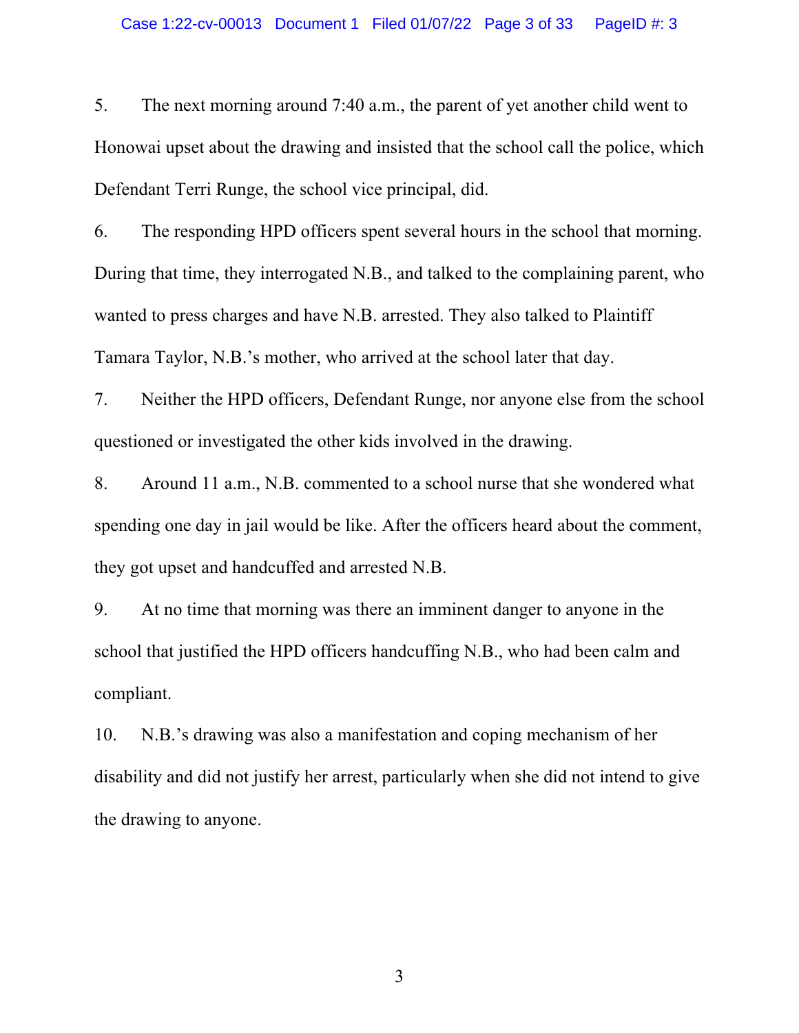5. The next morning around 7:40 a.m., the parent of yet another child went to Honowai upset about the drawing and insisted that the school call the police, which Defendant Terri Runge, the school vice principal, did.

6. The responding HPD officers spent several hours in the school that morning. During that time, they interrogated N.B., and talked to the complaining parent, who wanted to press charges and have N.B. arrested. They also talked to Plaintiff Tamara Taylor, N.B.'s mother, who arrived at the school later that day.

7. Neither the HPD officers, Defendant Runge, nor anyone else from the school questioned or investigated the other kids involved in the drawing.

8. Around 11 a.m., N.B. commented to a school nurse that she wondered what spending one day in jail would be like. After the officers heard about the comment, they got upset and handcuffed and arrested N.B.

9. At no time that morning was there an imminent danger to anyone in the school that justified the HPD officers handcuffing N.B., who had been calm and compliant.

10. N.B.'s drawing was also a manifestation and coping mechanism of her disability and did not justify her arrest, particularly when she did not intend to give the drawing to anyone.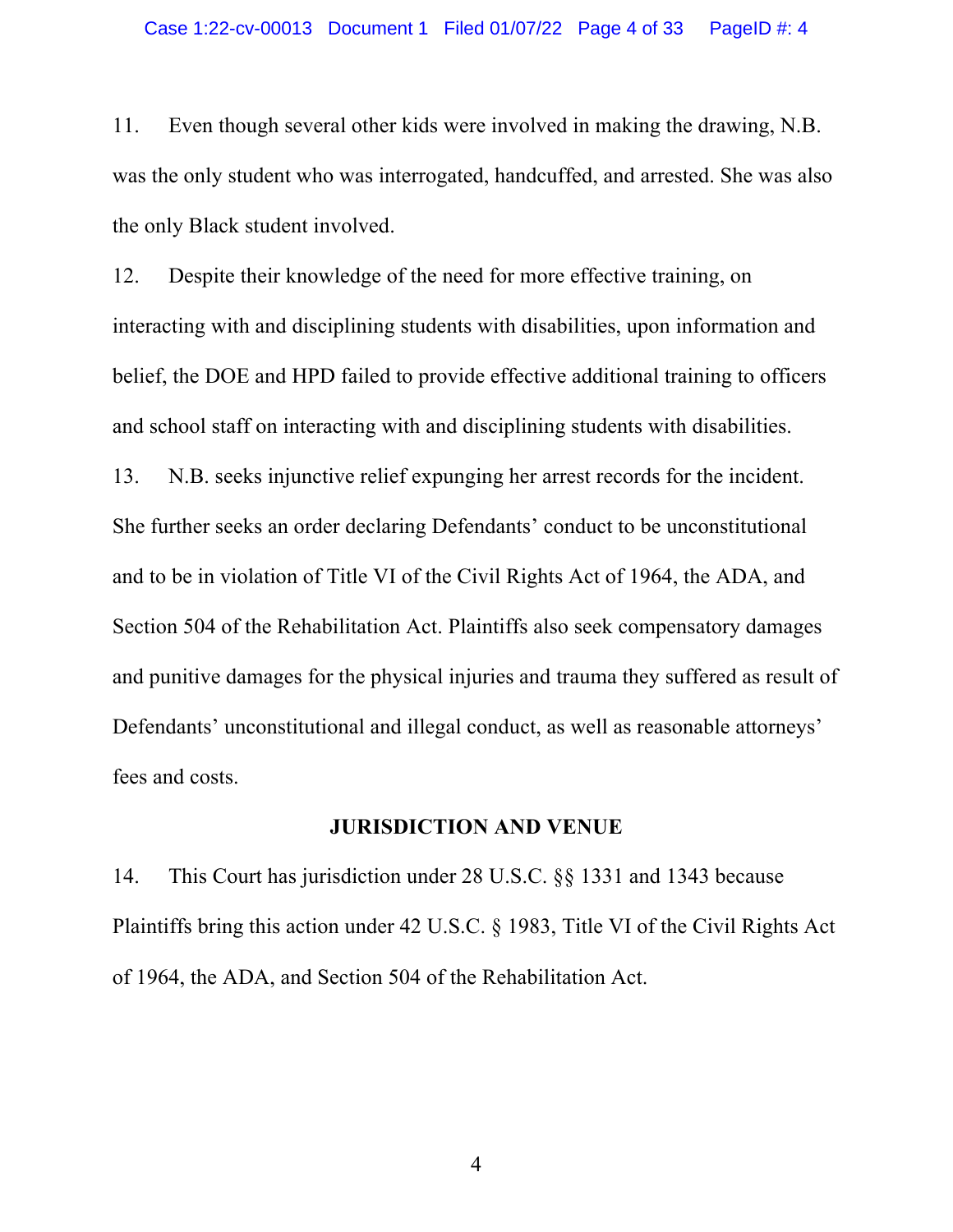11. Even though several other kids were involved in making the drawing, N.B. was the only student who was interrogated, handcuffed, and arrested. She was also the only Black student involved.

12. Despite their knowledge of the need for more effective training, on interacting with and disciplining students with disabilities, upon information and belief, the DOE and HPD failed to provide effective additional training to officers and school staff on interacting with and disciplining students with disabilities.

13. N.B. seeks injunctive relief expunging her arrest records for the incident. She further seeks an order declaring Defendants' conduct to be unconstitutional and to be in violation of Title VI of the Civil Rights Act of 1964, the ADA, and Section 504 of the Rehabilitation Act. Plaintiffs also seek compensatory damages and punitive damages for the physical injuries and trauma they suffered as result of Defendants' unconstitutional and illegal conduct, as well as reasonable attorneys' fees and costs.

## JURISDICTION AND VENUE

14. This Court has jurisdiction under 28 U.S.C. §§ 1331 and 1343 because Plaintiffs bring this action under 42 U.S.C. § 1983, Title VI of the Civil Rights Act of 1964, the ADA, and Section 504 of the Rehabilitation Act.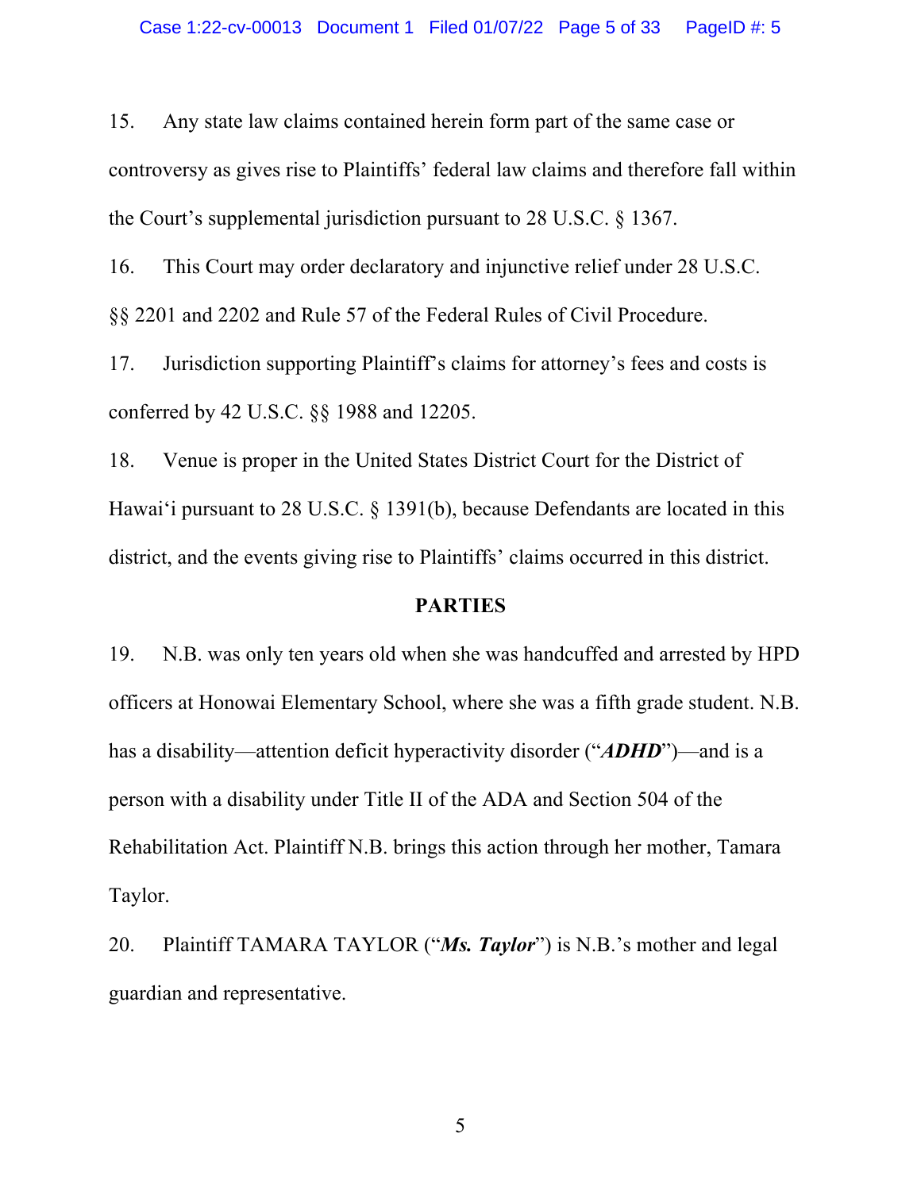15. Any state law claims contained herein form part of the same case or controversy as gives rise to Plaintiffs' federal law claims and therefore fall within the Court's supplemental jurisdiction pursuant to 28 U.S.C. § 1367.

16. This Court may order declaratory and injunctive relief under 28 U.S.C. §§ 2201 and 2202 and Rule 57 of the Federal Rules of Civil Procedure.

17. Jurisdiction supporting Plaintiff's claims for attorney's fees and costs is conferred by 42 U.S.C. §§ 1988 and 12205.

18. Venue is proper in the United States District Court for the District of Hawai'i pursuant to 28 U.S.C. § 1391(b), because Defendants are located in this district, and the events giving rise to Plaintiffs' claims occurred in this district.

## PARTIES

19. N.B. was only ten years old when she was handcuffed and arrested by HPD officers at Honowai Elementary School, where she was a fifth grade student. N.B. has a disability—attention deficit hyperactivity disorder ("***ADHD***")—and is a person with a disability under Title II of the ADA and Section 504 of the Rehabilitation Act. Plaintiff N.B. brings this action through her mother, Tamara Taylor.

20. Plaintiff TAMARA TAYLOR ("***Ms. Taylor***") is N.B.'s mother and legal guardian and representative.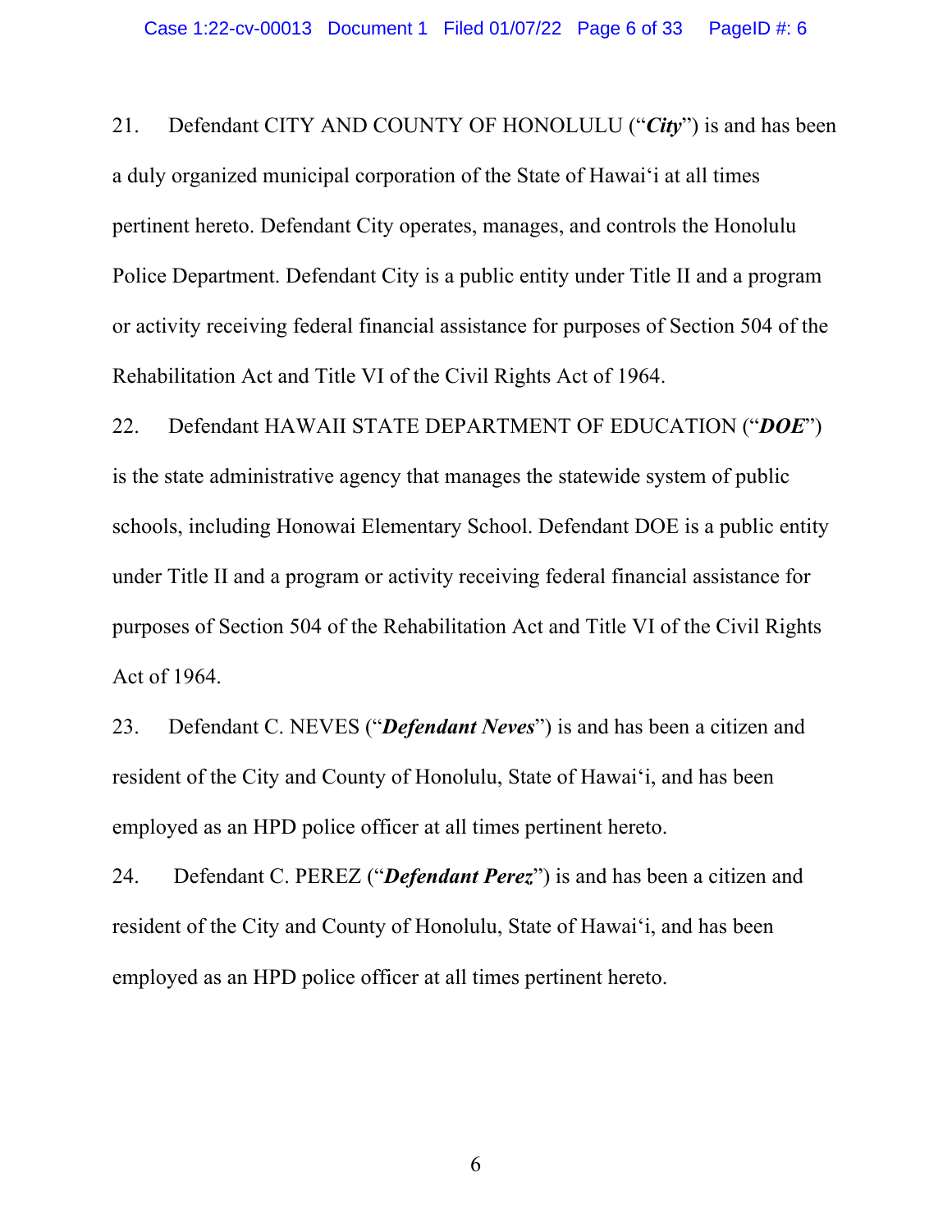21. Defendant CITY AND COUNTY OF HONOLULU ("***City***") is and has been a duly organized municipal corporation of the State of Hawaiʻi at all times pertinent hereto. Defendant City operates, manages, and controls the Honolulu Police Department. Defendant City is a public entity under Title II and a program or activity receiving federal financial assistance for purposes of Section 504 of the Rehabilitation Act and Title VI of the Civil Rights Act of 1964.

22. Defendant HAWAII STATE DEPARTMENT OF EDUCATION ("***DOE***") is the state administrative agency that manages the statewide system of public schools, including Honowai Elementary School. Defendant DOE is a public entity under Title II and a program or activity receiving federal financial assistance for purposes of Section 504 of the Rehabilitation Act and Title VI of the Civil Rights Act of 1964.

23. Defendant C. NEVES ("***Defendant Neves***") is and has been a citizen and resident of the City and County of Honolulu, State of Hawaiʻi, and has been employed as an HPD police officer at all times pertinent hereto.

24. Defendant C. PEREZ ("***Defendant Perez***") is and has been a citizen and resident of the City and County of Honolulu, State of Hawaiʻi, and has been employed as an HPD police officer at all times pertinent hereto.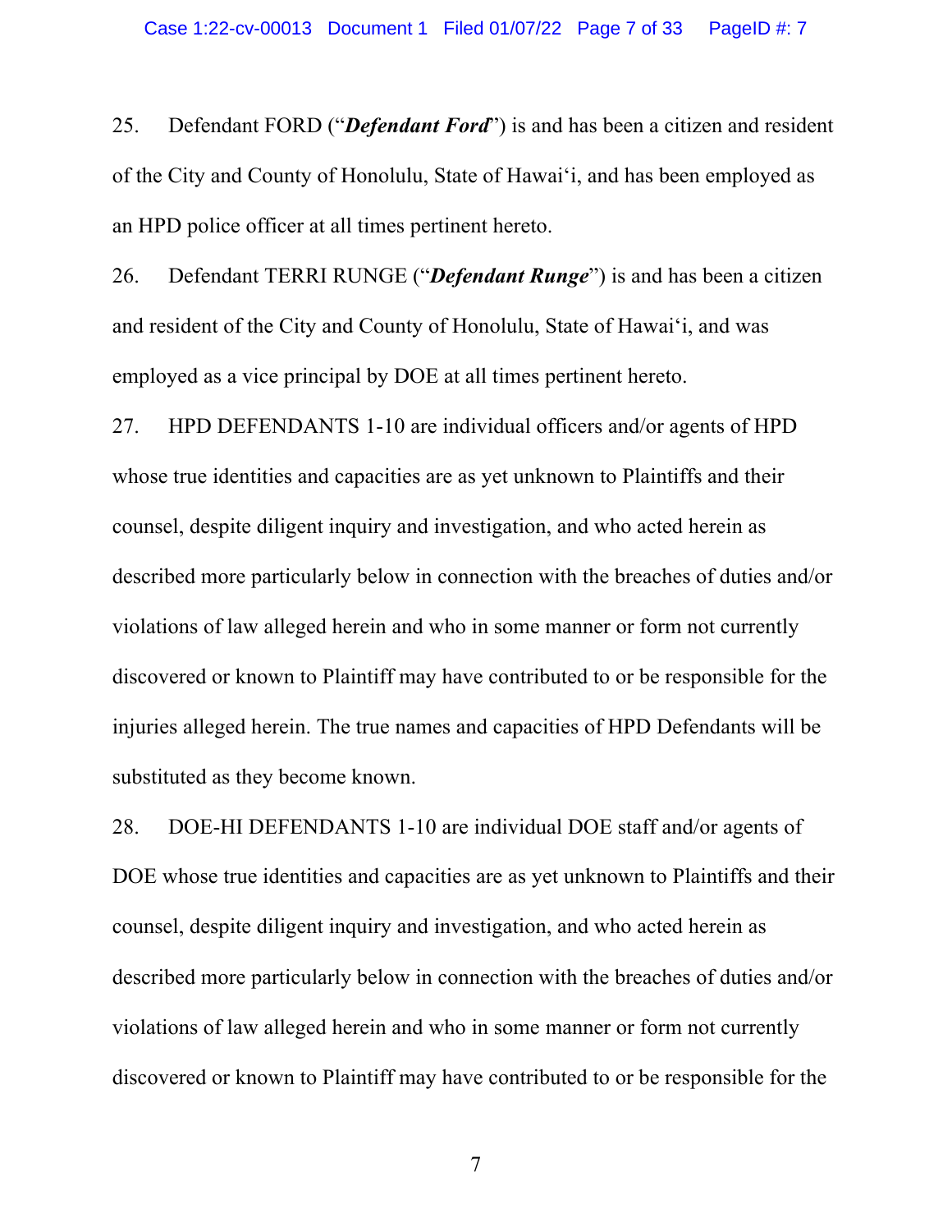25. Defendant FORD ("***Defendant Ford***") is and has been a citizen and resident of the City and County of Honolulu, State of Hawaiʻi, and has been employed as an HPD police officer at all times pertinent hereto.

26. Defendant TERRI RUNGE ("***Defendant Runge***") is and has been a citizen and resident of the City and County of Honolulu, State of Hawaiʻi, and was employed as a vice principal by DOE at all times pertinent hereto.

27. HPD DEFENDANTS 1-10 are individual officers and/or agents of HPD whose true identities and capacities are as yet unknown to Plaintiffs and their counsel, despite diligent inquiry and investigation, and who acted herein as described more particularly below in connection with the breaches of duties and/or violations of law alleged herein and who in some manner or form not currently discovered or known to Plaintiff may have contributed to or be responsible for the injuries alleged herein. The true names and capacities of HPD Defendants will be substituted as they become known.

28. DOE-HI DEFENDANTS 1-10 are individual DOE staff and/or agents of DOE whose true identities and capacities are as yet unknown to Plaintiffs and their counsel, despite diligent inquiry and investigation, and who acted herein as described more particularly below in connection with the breaches of duties and/or violations of law alleged herein and who in some manner or form not currently discovered or known to Plaintiff may have contributed to or be responsible for the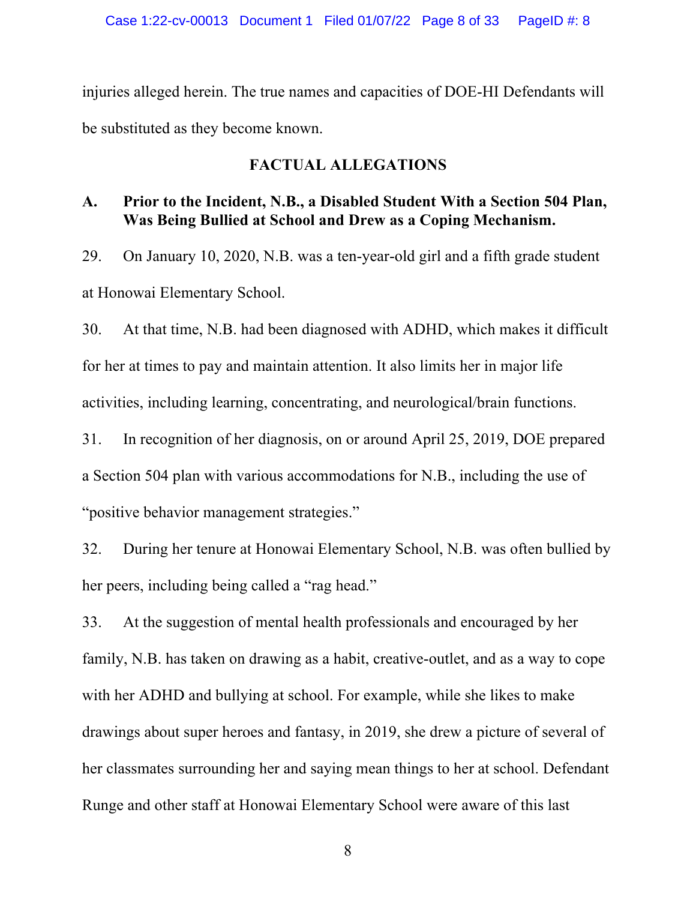injuries alleged herein. The true names and capacities of DOE-HI Defendants will be substituted as they become known.

## FACTUAL ALLEGATIONS

### A. Prior to the Incident, N.B., a Disabled Student With a Section 504 Plan, Was Being Bullied at School and Drew as a Coping Mechanism.

29. On January 10, 2020, N.B. was a ten-year-old girl and a fifth grade student at Honowai Elementary School.

30. At that time, N.B. had been diagnosed with ADHD, which makes it difficult for her at times to pay and maintain attention. It also limits her in major life activities, including learning, concentrating, and neurological/brain functions.

31. In recognition of her diagnosis, on or around April 25, 2019, DOE prepared a Section 504 plan with various accommodations for N.B., including the use of "positive behavior management strategies."

32. During her tenure at Honowai Elementary School, N.B. was often bullied by her peers, including being called a "rag head."

33. At the suggestion of mental health professionals and encouraged by her family, N.B. has taken on drawing as a habit, creative-outlet, and as a way to cope with her ADHD and bullying at school. For example, while she likes to make drawings about super heroes and fantasy, in 2019, she drew a picture of several of her classmates surrounding her and saying mean things to her at school. Defendant Runge and other staff at Honowai Elementary School were aware of this last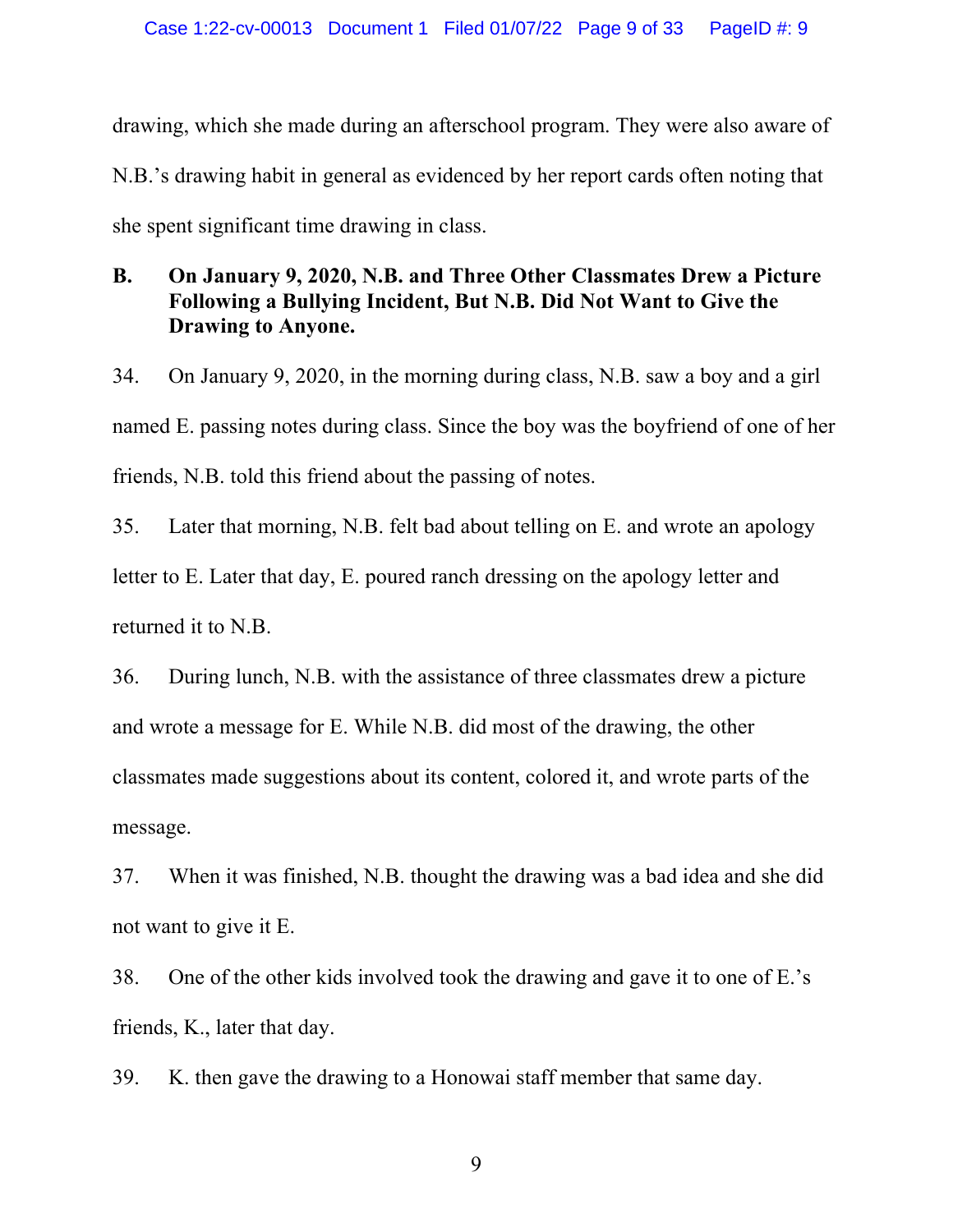drawing, which she made during an afterschool program. They were also aware of N.B.'s drawing habit in general as evidenced by her report cards often noting that she spent significant time drawing in class.

### B. On January 9, 2020, N.B. and Three Other Classmates Drew a Picture Following a Bullying Incident, But N.B. Did Not Want to Give the Drawing to Anyone.

34. On January 9, 2020, in the morning during class, N.B. saw a boy and a girl named E. passing notes during class. Since the boy was the boyfriend of one of her friends, N.B. told this friend about the passing of notes.

35. Later that morning, N.B. felt bad about telling on E. and wrote an apology letter to E. Later that day, E. poured ranch dressing on the apology letter and returned it to N.B.

36. During lunch, N.B. with the assistance of three classmates drew a picture and wrote a message for E. While N.B. did most of the drawing, the other classmates made suggestions about its content, colored it, and wrote parts of the message.

37. When it was finished, N.B. thought the drawing was a bad idea and she did not want to give it E.

38. One of the other kids involved took the drawing and gave it to one of E.'s friends, K., later that day.

39. K. then gave the drawing to a Honowai staff member that same day.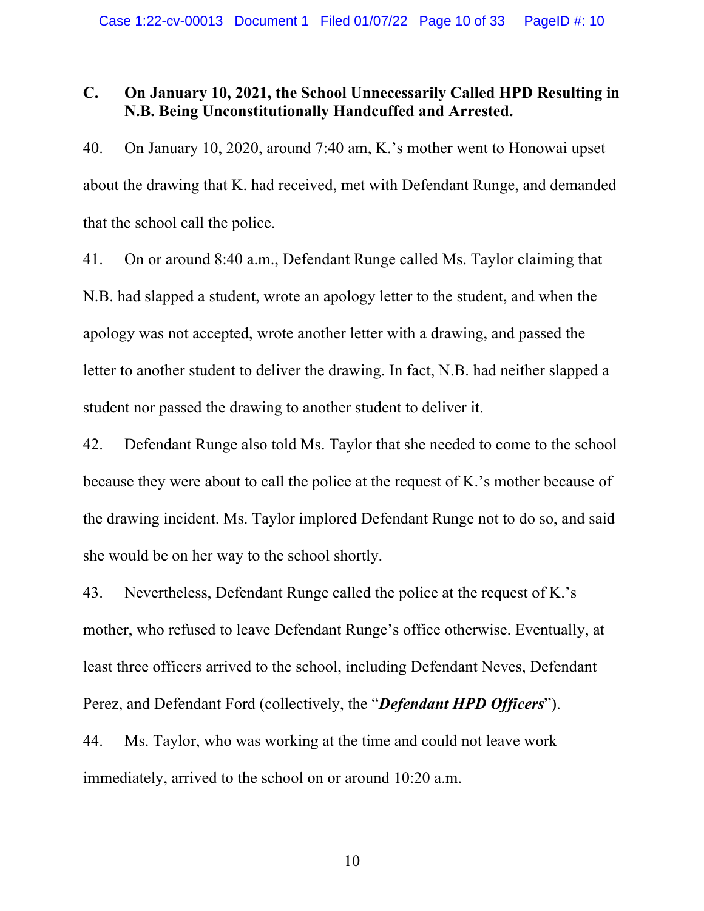### C. On January 10, 2021, the School Unnecessarily Called HPD Resulting in N.B. Being Unconstitutionally Handcuffed and Arrested.

40. On January 10, 2020, around 7:40 am, K.'s mother went to Honowai upset about the drawing that K. had received, met with Defendant Runge, and demanded that the school call the police.

41. On or around 8:40 a.m., Defendant Runge called Ms. Taylor claiming that N.B. had slapped a student, wrote an apology letter to the student, and when the apology was not accepted, wrote another letter with a drawing, and passed the letter to another student to deliver the drawing. In fact, N.B. had neither slapped a student nor passed the drawing to another student to deliver it.

42. Defendant Runge also told Ms. Taylor that she needed to come to the school because they were about to call the police at the request of K.'s mother because of the drawing incident. Ms. Taylor implored Defendant Runge not to do so, and said she would be on her way to the school shortly.

43. Nevertheless, Defendant Runge called the police at the request of K.'s mother, who refused to leave Defendant Runge's office otherwise. Eventually, at least three officers arrived to the school, including Defendant Neves, Defendant Perez, and Defendant Ford (collectively, the "***Defendant HPD Officers***").

44. Ms. Taylor, who was working at the time and could not leave work immediately, arrived to the school on or around 10:20 a.m.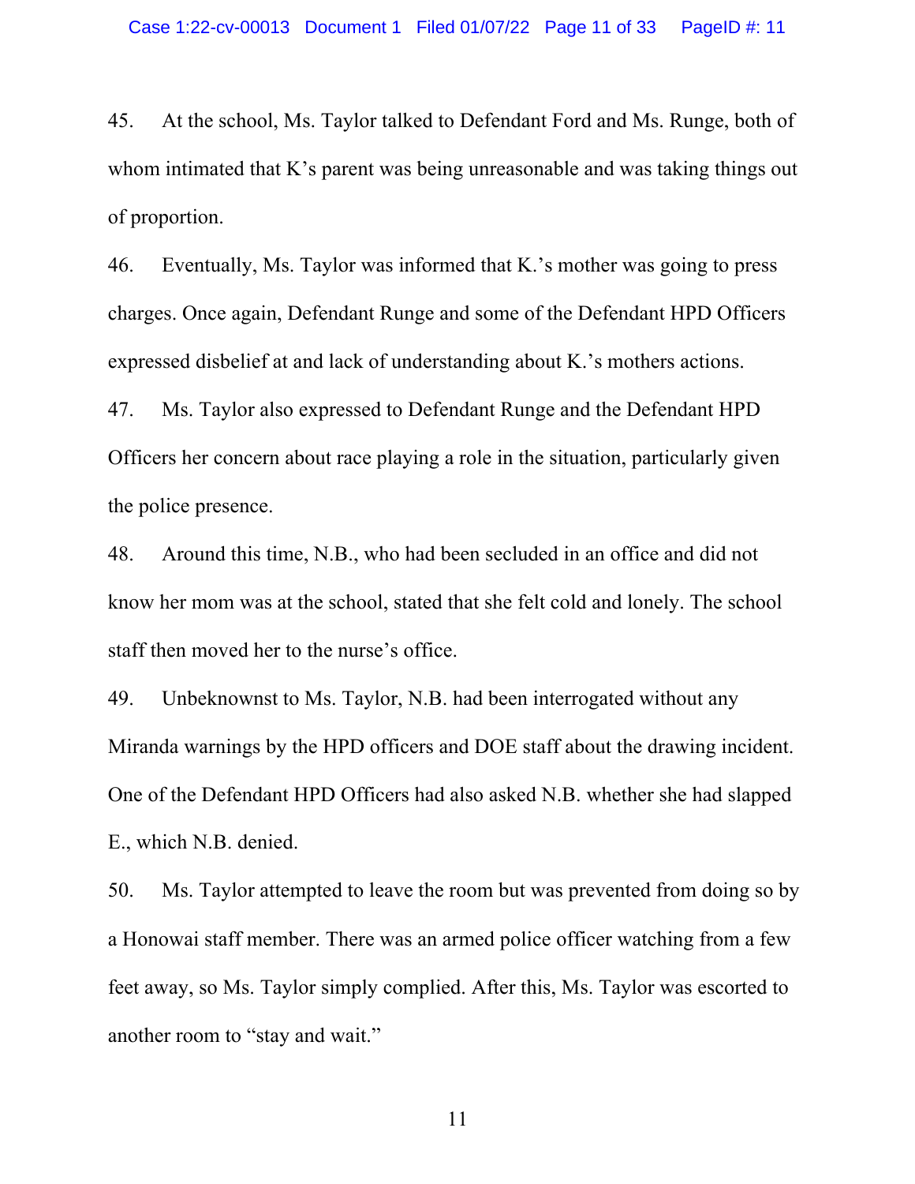45. At the school, Ms. Taylor talked to Defendant Ford and Ms. Runge, both of whom intimated that K's parent was being unreasonable and was taking things out of proportion.

46. Eventually, Ms. Taylor was informed that K.'s mother was going to press charges. Once again, Defendant Runge and some of the Defendant HPD Officers expressed disbelief at and lack of understanding about K.'s mothers actions.

47. Ms. Taylor also expressed to Defendant Runge and the Defendant HPD Officers her concern about race playing a role in the situation, particularly given the police presence.

48. Around this time, N.B., who had been secluded in an office and did not know her mom was at the school, stated that she felt cold and lonely. The school staff then moved her to the nurse's office.

49. Unbeknownst to Ms. Taylor, N.B. had been interrogated without any Miranda warnings by the HPD officers and DOE staff about the drawing incident. One of the Defendant HPD Officers had also asked N.B. whether she had slapped E., which N.B. denied.

50. Ms. Taylor attempted to leave the room but was prevented from doing so by a Honowai staff member. There was an armed police officer watching from a few feet away, so Ms. Taylor simply complied. After this, Ms. Taylor was escorted to another room to "stay and wait."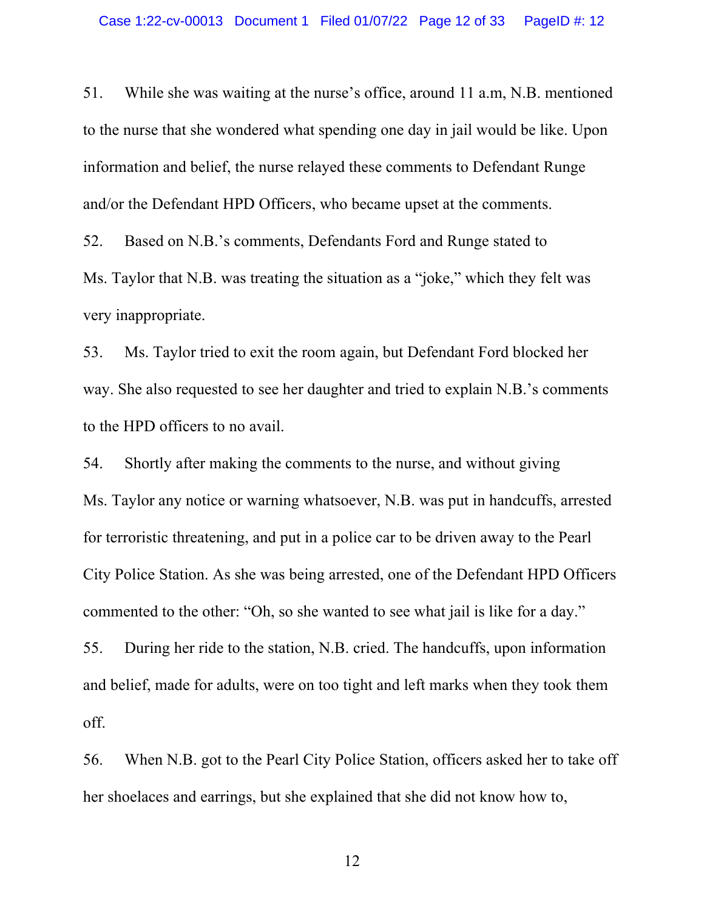51. While she was waiting at the nurse's office, around 11 a.m, N.B. mentioned to the nurse that she wondered what spending one day in jail would be like. Upon information and belief, the nurse relayed these comments to Defendant Runge and/or the Defendant HPD Officers, who became upset at the comments.

52. Based on N.B.'s comments, Defendants Ford and Runge stated to Ms. Taylor that N.B. was treating the situation as a "joke," which they felt was very inappropriate.

53. Ms. Taylor tried to exit the room again, but Defendant Ford blocked her way. She also requested to see her daughter and tried to explain N.B.'s comments to the HPD officers to no avail.

54. Shortly after making the comments to the nurse, and without giving Ms. Taylor any notice or warning whatsoever, N.B. was put in handcuffs, arrested for terroristic threatening, and put in a police car to be driven away to the Pearl City Police Station. As she was being arrested, one of the Defendant HPD Officers commented to the other: "Oh, so she wanted to see what jail is like for a day."

55. During her ride to the station, N.B. cried. The handcuffs, upon information and belief, made for adults, were on too tight and left marks when they took them off.

56. When N.B. got to the Pearl City Police Station, officers asked her to take off her shoelaces and earrings, but she explained that she did not know how to,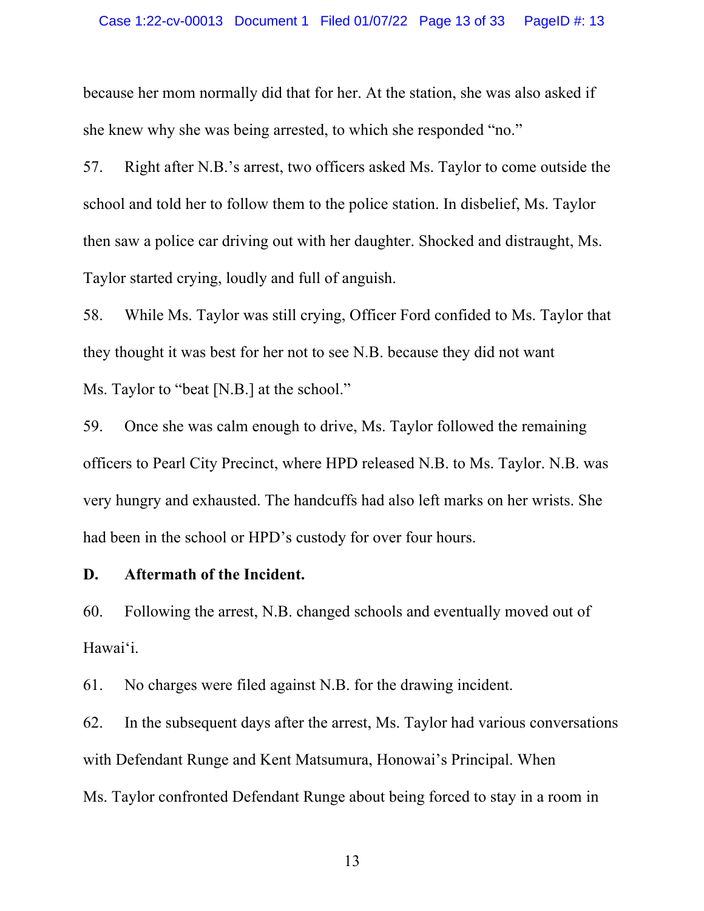because her mom normally did that for her. At the station, she was also asked if she knew why she was being arrested, to which she responded "no."

57. Right after N.B.'s arrest, two officers asked Ms. Taylor to come outside the school and told her to follow them to the police station. In disbelief, Ms. Taylor then saw a police car driving out with her daughter. Shocked and distraught, Ms. Taylor started crying, loudly and full of anguish.

58. While Ms. Taylor was still crying, Officer Ford confided to Ms. Taylor that they thought it was best for her not to see N.B. because they did not want Ms. Taylor to "beat [N.B.] at the school."

59. Once she was calm enough to drive, Ms. Taylor followed the remaining officers to Pearl City Precinct, where HPD released N.B. to Ms. Taylor. N.B. was very hungry and exhausted. The handcuffs had also left marks on her wrists. She had been in the school or HPD's custody for over four hours.

**D. Aftermath of the Incident.**

60. Following the arrest, N.B. changed schools and eventually moved out of Hawaiʻi.

61. No charges were filed against N.B. for the drawing incident.

62. In the subsequent days after the arrest, Ms. Taylor had various conversations with Defendant Runge and Kent Matsumura, Honowai's Principal. When Ms. Taylor confronted Defendant Runge about being forced to stay in a room in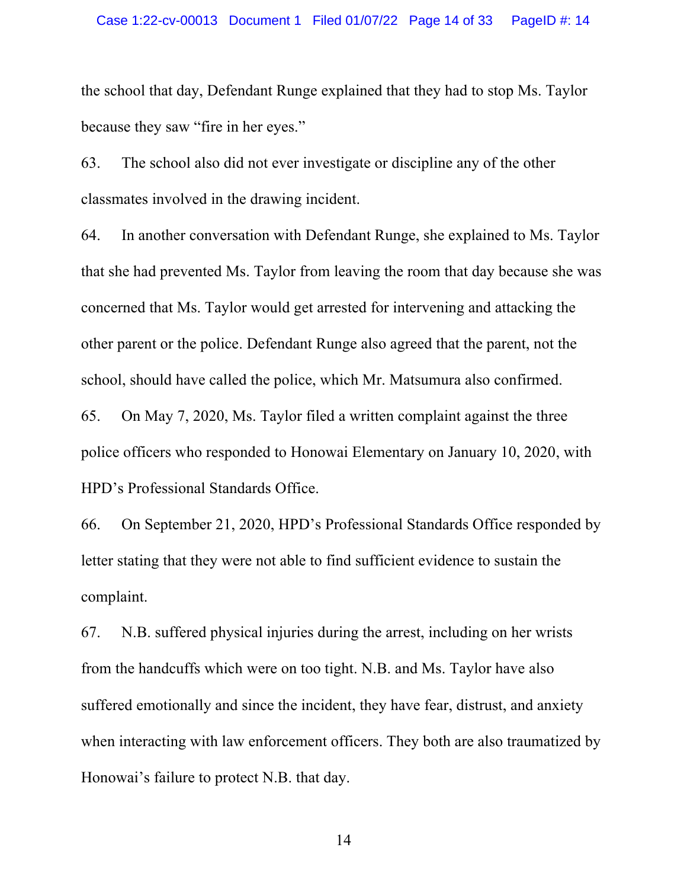the school that day, Defendant Runge explained that they had to stop Ms. Taylor because they saw "fire in her eyes."

63. The school also did not ever investigate or discipline any of the other classmates involved in the drawing incident.

64. In another conversation with Defendant Runge, she explained to Ms. Taylor that she had prevented Ms. Taylor from leaving the room that day because she was concerned that Ms. Taylor would get arrested for intervening and attacking the other parent or the police. Defendant Runge also agreed that the parent, not the school, should have called the police, which Mr. Matsumura also confirmed.

65. On May 7, 2020, Ms. Taylor filed a written complaint against the three police officers who responded to Honowai Elementary on January 10, 2020, with HPD's Professional Standards Office.

66. On September 21, 2020, HPD's Professional Standards Office responded by letter stating that they were not able to find sufficient evidence to sustain the complaint.

67. N.B. suffered physical injuries during the arrest, including on her wrists from the handcuffs which were on too tight. N.B. and Ms. Taylor have also suffered emotionally and since the incident, they have fear, distrust, and anxiety when interacting with law enforcement officers. They both are also traumatized by Honowai's failure to protect N.B. that day.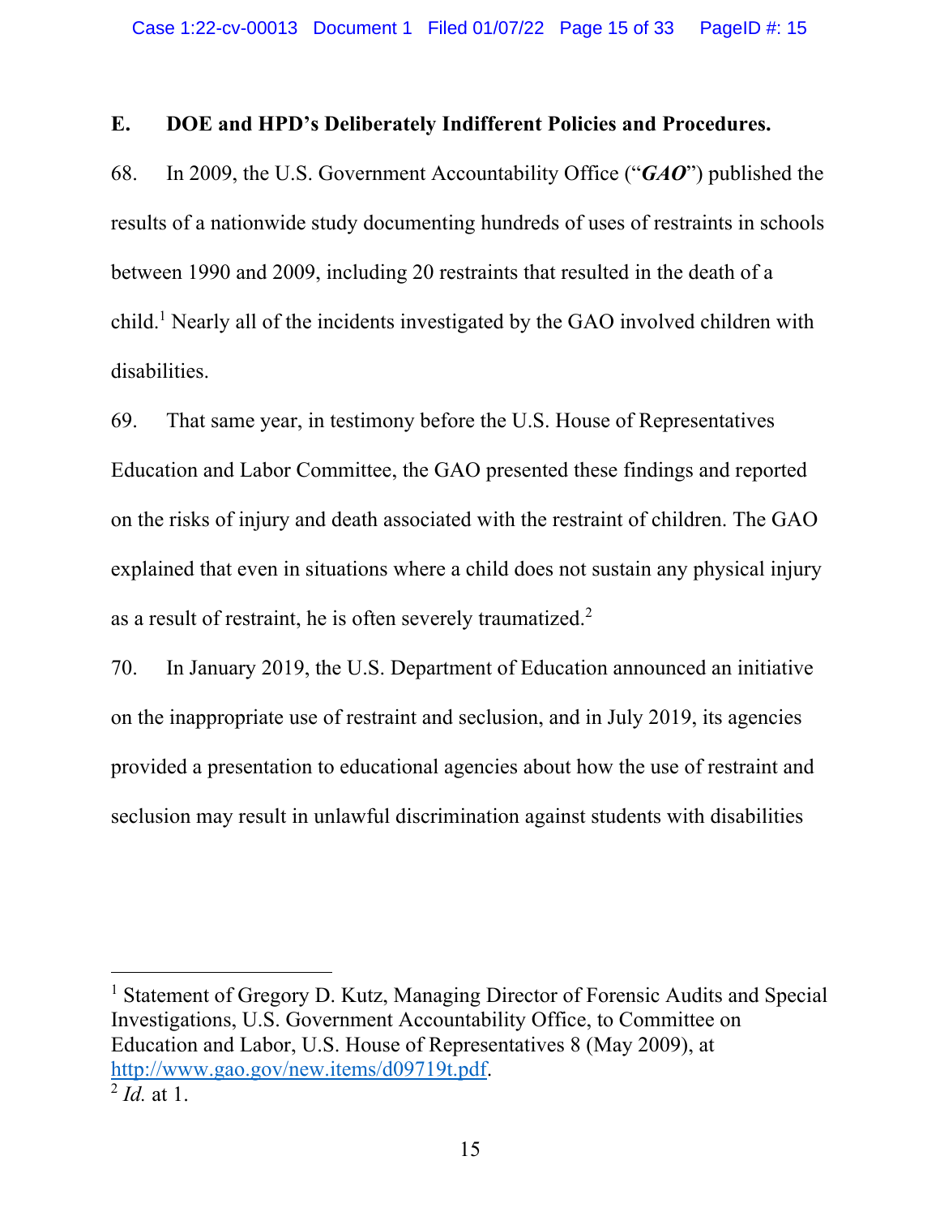## E. DOE and HPD's Deliberately Indifferent Policies and Procedures.

68. In 2009, the U.S. Government Accountability Office ("***GAO***") published the results of a nationwide study documenting hundreds of uses of restraints in schools between 1990 and 2009, including 20 restraints that resulted in the death of a child.[1] Nearly all of the incidents investigated by the GAO involved children with disabilities.

69. That same year, in testimony before the U.S. House of Representatives Education and Labor Committee, the GAO presented these findings and reported on the risks of injury and death associated with the restraint of children. The GAO explained that even in situations where a child does not sustain any physical injury as a result of restraint, he is often severely traumatized.[2]

70. In January 2019, the U.S. Department of Education announced an initiative on the inappropriate use of restraint and seclusion, and in July 2019, its agencies provided a presentation to educational agencies about how the use of restraint and seclusion may result in unlawful discrimination against students with disabilities

---

[1] Statement of Gregory D. Kutz, Managing Director of Forensic Audits and Special Investigations, U.S. Government Accountability Office, to Committee on Education and Labor, U.S. House of Representatives 8 (May 2009), at [http://www.gao.gov/new.items/d09719t.pdf](http://www.gao.gov/new.items/d09719t.pdf).

[2] *Id.* at 1.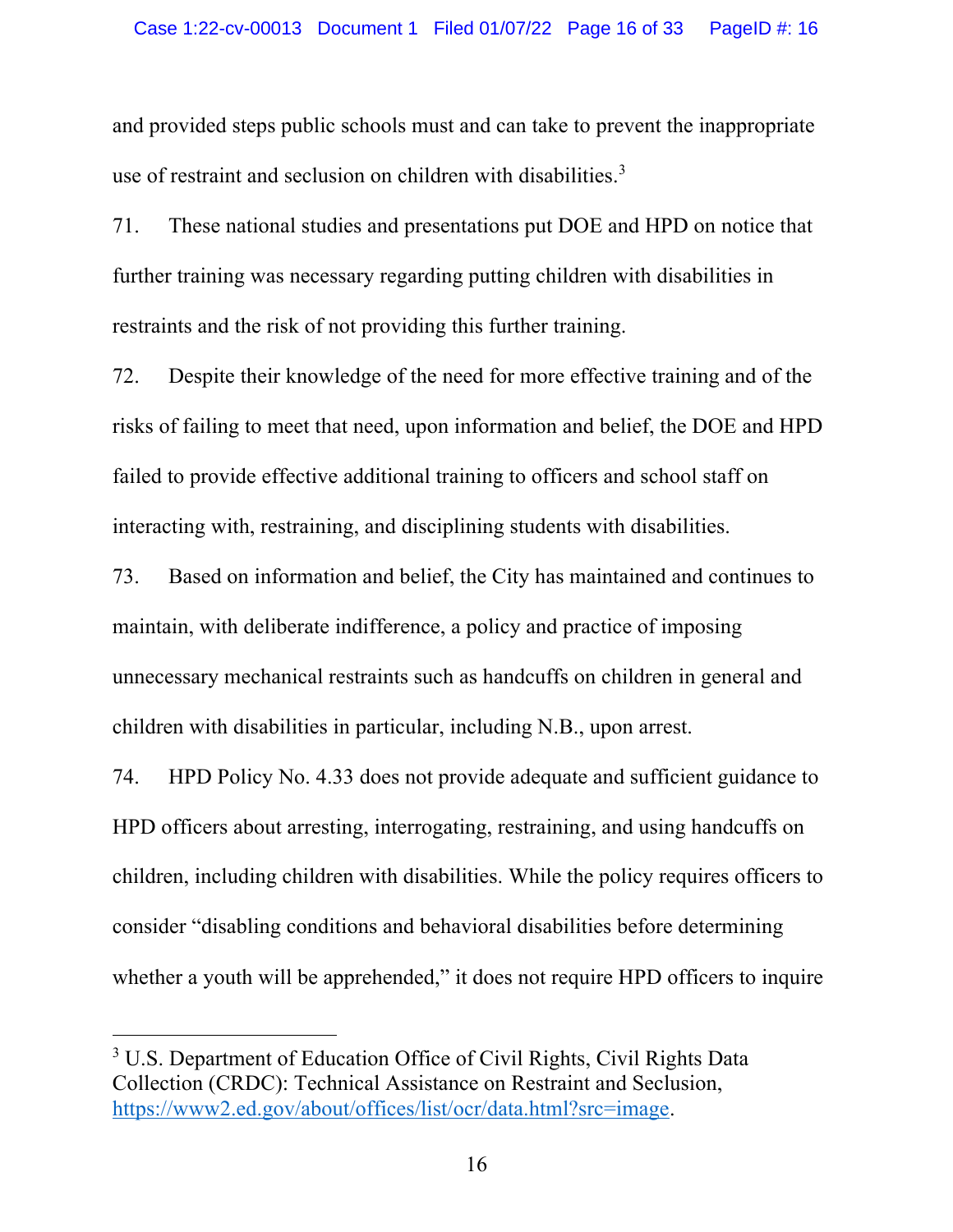and provided steps public schools must and can take to prevent the inappropriate use of restraint and seclusion on children with disabilities.[3]

71. These national studies and presentations put DOE and HPD on notice that further training was necessary regarding putting children with disabilities in restraints and the risk of not providing this further training.

72. Despite their knowledge of the need for more effective training and of the risks of failing to meet that need, upon information and belief, the DOE and HPD failed to provide effective additional training to officers and school staff on interacting with, restraining, and disciplining students with disabilities.

73. Based on information and belief, the City has maintained and continues to maintain, with deliberate indifference, a policy and practice of imposing unnecessary mechanical restraints such as handcuffs on children in general and children with disabilities in particular, including N.B., upon arrest.

74. HPD Policy No. 4.33 does not provide adequate and sufficient guidance to HPD officers about arresting, interrogating, restraining, and using handcuffs on children, including children with disabilities. While the policy requires officers to consider "disabling conditions and behavioral disabilities before determining whether a youth will be apprehended," it does not require HPD officers to inquire

---

[3] U.S. Department of Education Office of Civil Rights, Civil Rights Data Collection (CRDC): Technical Assistance on Restraint and Seclusion, https://www2.ed.gov/about/offices/list/ocr/data.html?src=image.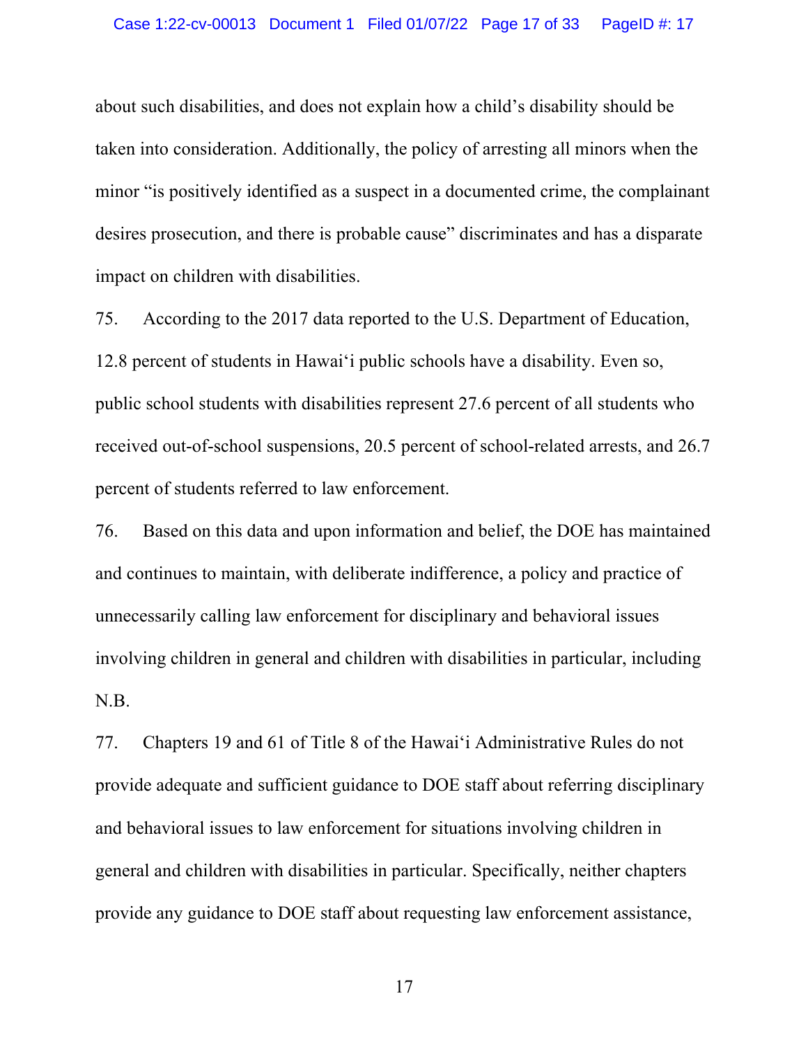about such disabilities, and does not explain how a child's disability should be taken into consideration. Additionally, the policy of arresting all minors when the minor "is positively identified as a suspect in a documented crime, the complainant desires prosecution, and there is probable cause" discriminates and has a disparate impact on children with disabilities.

75. According to the 2017 data reported to the U.S. Department of Education, 12.8 percent of students in Hawaiʻi public schools have a disability. Even so, public school students with disabilities represent 27.6 percent of all students who received out-of-school suspensions, 20.5 percent of school-related arrests, and 26.7 percent of students referred to law enforcement.

76. Based on this data and upon information and belief, the DOE has maintained and continues to maintain, with deliberate indifference, a policy and practice of unnecessarily calling law enforcement for disciplinary and behavioral issues involving children in general and children with disabilities in particular, including N.B.

77. Chapters 19 and 61 of Title 8 of the Hawaiʻi Administrative Rules do not provide adequate and sufficient guidance to DOE staff about referring disciplinary and behavioral issues to law enforcement for situations involving children in general and children with disabilities in particular. Specifically, neither chapters provide any guidance to DOE staff about requesting law enforcement assistance,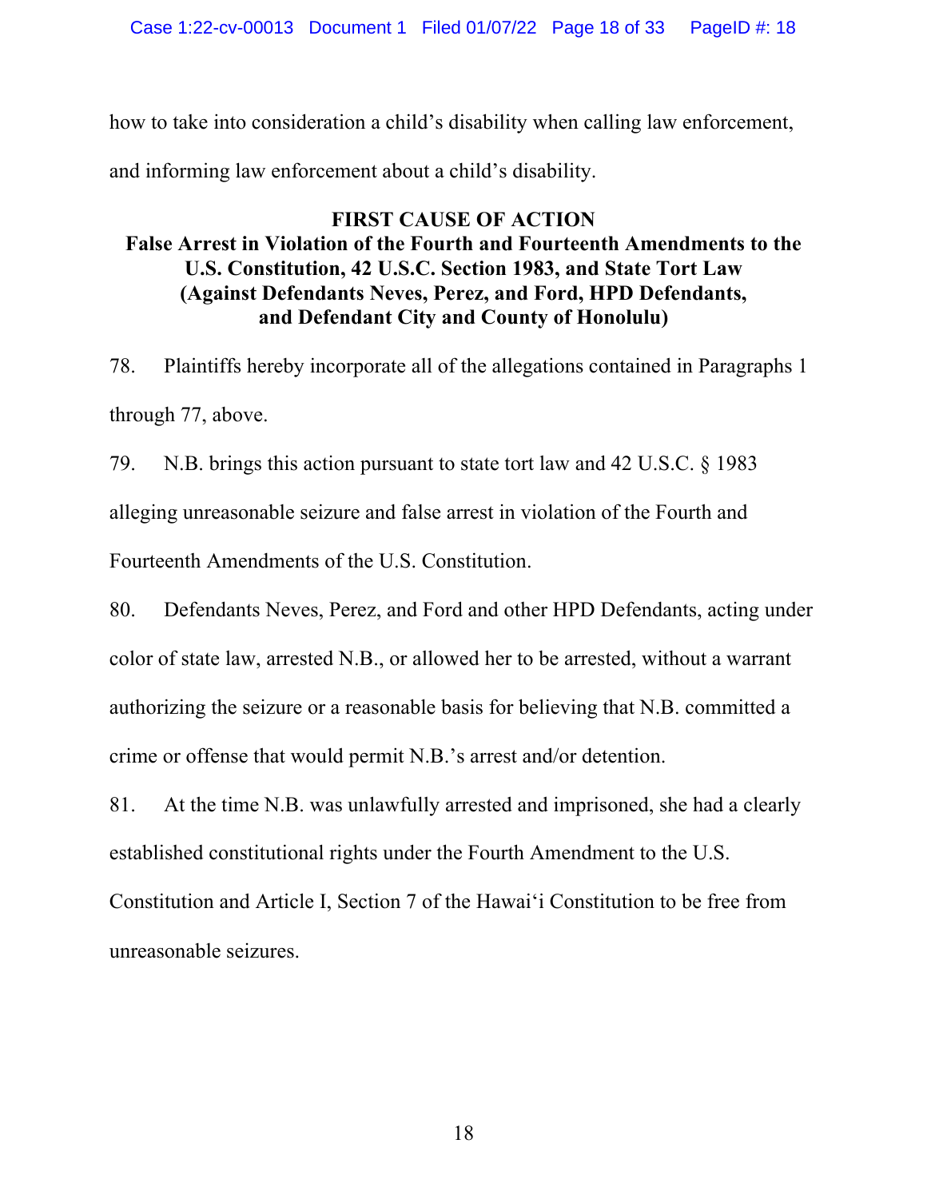how to take into consideration a child's disability when calling law enforcement, and informing law enforcement about a child's disability.

**FIRST CAUSE OF ACTION**
**False Arrest in Violation of the Fourth and Fourteenth Amendments to the U.S. Constitution, 42 U.S.C. Section 1983, and State Tort Law (Against Defendants Neves, Perez, and Ford, HPD Defendants, and Defendant City and County of Honolulu)**

78. Plaintiffs hereby incorporate all of the allegations contained in Paragraphs 1 through 77, above.

79. N.B. brings this action pursuant to state tort law and 42 U.S.C. § 1983 alleging unreasonable seizure and false arrest in violation of the Fourth and Fourteenth Amendments of the U.S. Constitution.

80. Defendants Neves, Perez, and Ford and other HPD Defendants, acting under color of state law, arrested N.B., or allowed her to be arrested, without a warrant authorizing the seizure or a reasonable basis for believing that N.B. committed a crime or offense that would permit N.B.'s arrest and/or detention.

81. At the time N.B. was unlawfully arrested and imprisoned, she had a clearly established constitutional rights under the Fourth Amendment to the U.S. Constitution and Article I, Section 7 of the Hawai'i Constitution to be free from unreasonable seizures.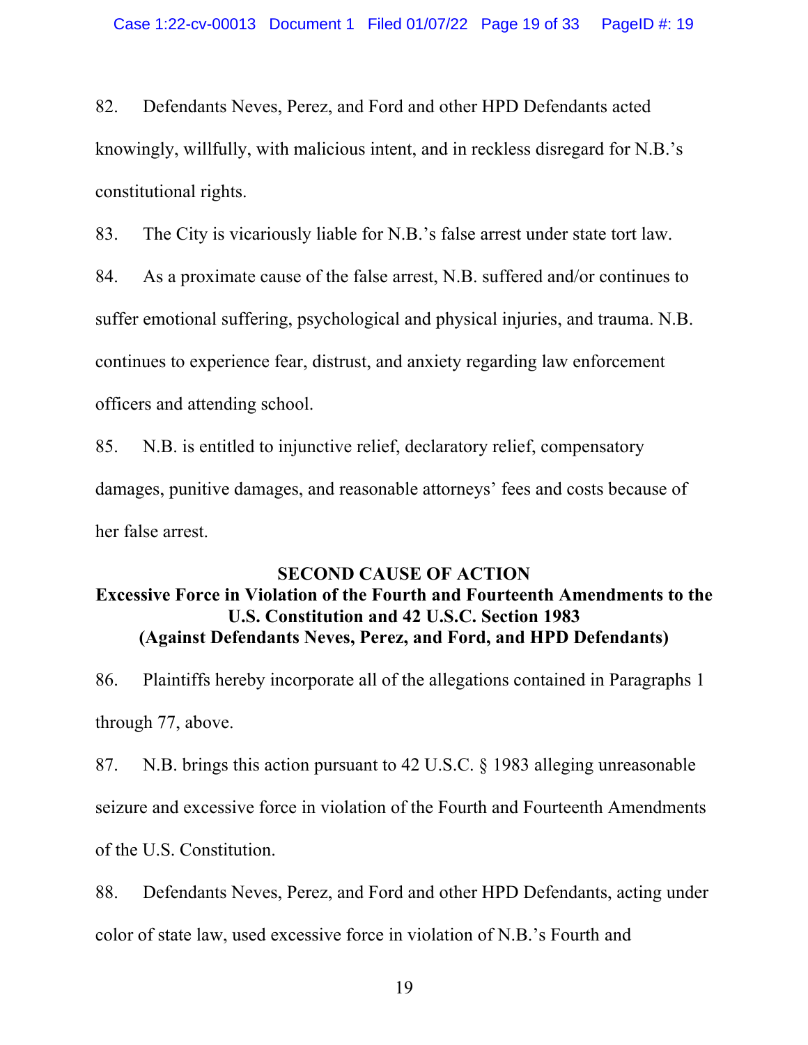82. Defendants Neves, Perez, and Ford and other HPD Defendants acted knowingly, willfully, with malicious intent, and in reckless disregard for N.B.'s constitutional rights.

83. The City is vicariously liable for N.B.'s false arrest under state tort law.

84. As a proximate cause of the false arrest, N.B. suffered and/or continues to suffer emotional suffering, psychological and physical injuries, and trauma. N.B. continues to experience fear, distrust, and anxiety regarding law enforcement officers and attending school.

85. N.B. is entitled to injunctive relief, declaratory relief, compensatory damages, punitive damages, and reasonable attorneys' fees and costs because of her false arrest.

**SECOND CAUSE OF ACTION**
**Excessive Force in Violation of the Fourth and Fourteenth Amendments to the U.S. Constitution and 42 U.S.C. Section 1983**
**(Against Defendants Neves, Perez, and Ford, and HPD Defendants)**

86. Plaintiffs hereby incorporate all of the allegations contained in Paragraphs 1 through 77, above.

87. N.B. brings this action pursuant to 42 U.S.C. § 1983 alleging unreasonable seizure and excessive force in violation of the Fourth and Fourteenth Amendments of the U.S. Constitution.

88. Defendants Neves, Perez, and Ford and other HPD Defendants, acting under color of state law, used excessive force in violation of N.B.'s Fourth and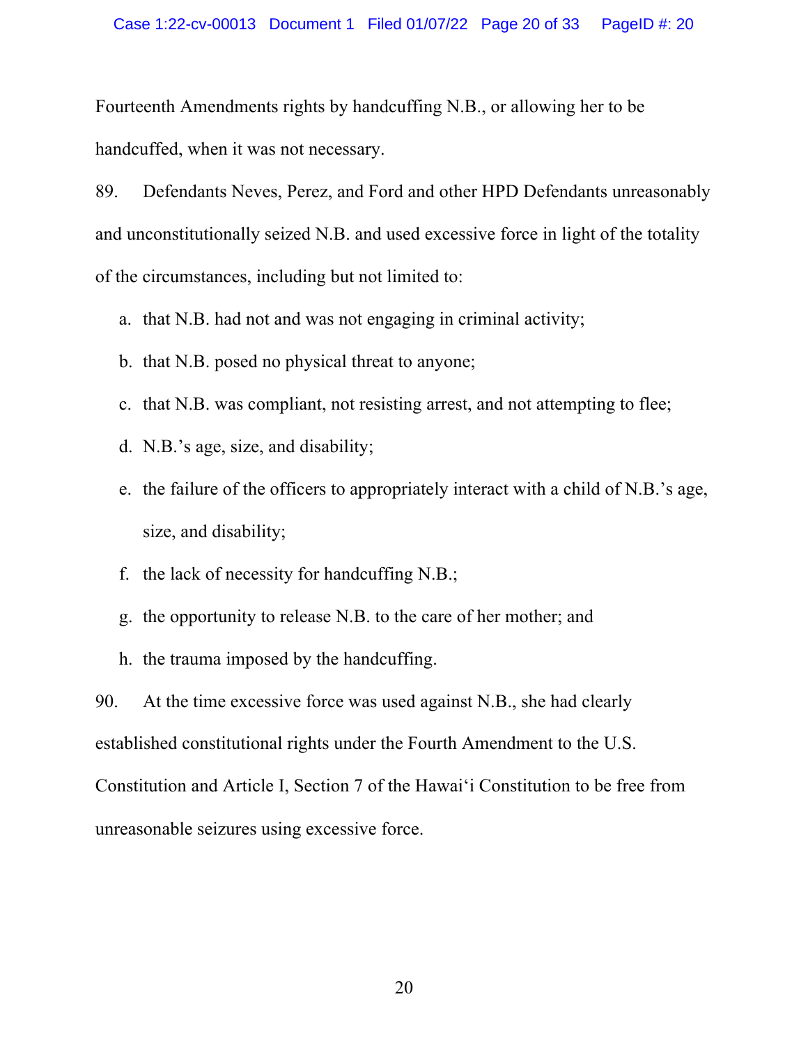Fourteenth Amendments rights by handcuffing N.B., or allowing her to be handcuffed, when it was not necessary.

89. Defendants Neves, Perez, and Ford and other HPD Defendants unreasonably and unconstitutionally seized N.B. and used excessive force in light of the totality of the circumstances, including but not limited to:

a. that N.B. had not and was not engaging in criminal activity;

b. that N.B. posed no physical threat to anyone;

c. that N.B. was compliant, not resisting arrest, and not attempting to flee;

d. N.B.'s age, size, and disability;

e. the failure of the officers to appropriately interact with a child of N.B.'s age, size, and disability;

f. the lack of necessity for handcuffing N.B.;

g. the opportunity to release N.B. to the care of her mother; and

h. the trauma imposed by the handcuffing.

90. At the time excessive force was used against N.B., she had clearly established constitutional rights under the Fourth Amendment to the U.S. Constitution and Article I, Section 7 of the Hawaiʻi Constitution to be free from unreasonable seizures using excessive force.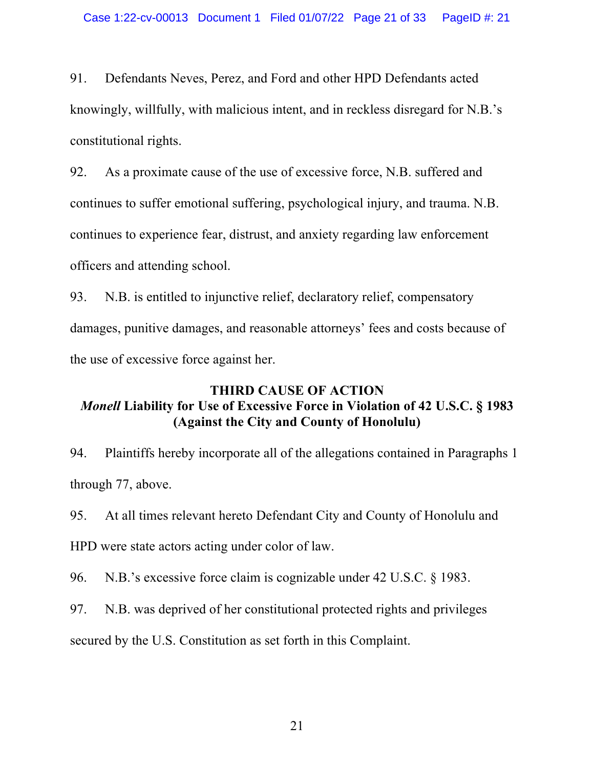91. Defendants Neves, Perez, and Ford and other HPD Defendants acted knowingly, willfully, with malicious intent, and in reckless disregard for N.B.'s constitutional rights.

92. As a proximate cause of the use of excessive force, N.B. suffered and continues to suffer emotional suffering, psychological injury, and trauma. N.B. continues to experience fear, distrust, and anxiety regarding law enforcement officers and attending school.

93. N.B. is entitled to injunctive relief, declaratory relief, compensatory damages, punitive damages, and reasonable attorneys' fees and costs because of the use of excessive force against her.

**THIRD CAUSE OF ACTION**
***Monell* Liability for Use of Excessive Force in Violation of 42 U.S.C. § 1983**
**(Against the City and County of Honolulu)**

94. Plaintiffs hereby incorporate all of the allegations contained in Paragraphs 1 through 77, above.

95. At all times relevant hereto Defendant City and County of Honolulu and HPD were state actors acting under color of law.

96. N.B.'s excessive force claim is cognizable under 42 U.S.C. § 1983.

97. N.B. was deprived of her constitutional protected rights and privileges secured by the U.S. Constitution as set forth in this Complaint.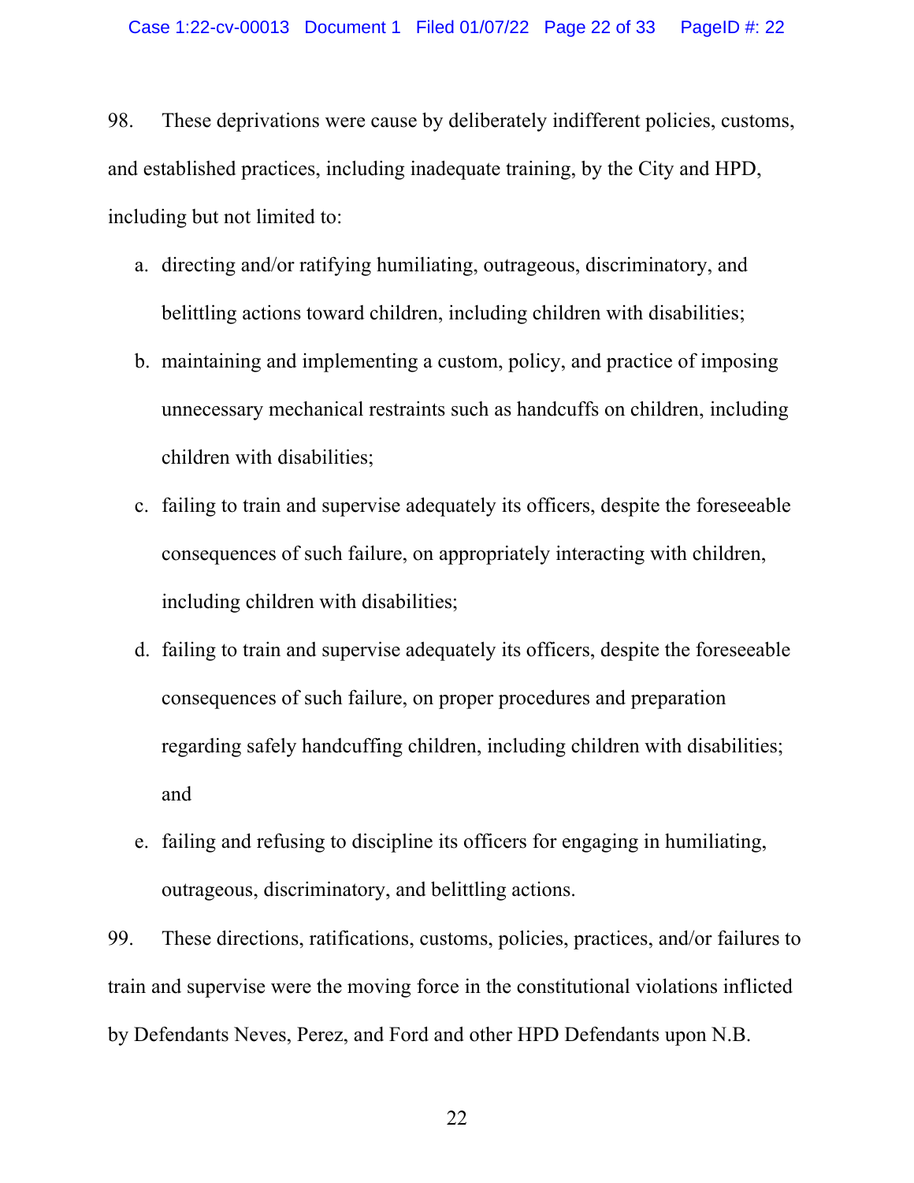98. These deprivations were cause by deliberately indifferent policies, customs, and established practices, including inadequate training, by the City and HPD, including but not limited to:

a. directing and/or ratifying humiliating, outrageous, discriminatory, and belittling actions toward children, including children with disabilities;

b. maintaining and implementing a custom, policy, and practice of imposing unnecessary mechanical restraints such as handcuffs on children, including children with disabilities;

c. failing to train and supervise adequately its officers, despite the foreseeable consequences of such failure, on appropriately interacting with children, including children with disabilities;

d. failing to train and supervise adequately its officers, despite the foreseeable consequences of such failure, on proper procedures and preparation regarding safely handcuffing children, including children with disabilities; and

e. failing and refusing to discipline its officers for engaging in humiliating, outrageous, discriminatory, and belittling actions.

99. These directions, ratifications, customs, policies, practices, and/or failures to train and supervise were the moving force in the constitutional violations inflicted by Defendants Neves, Perez, and Ford and other HPD Defendants upon N.B.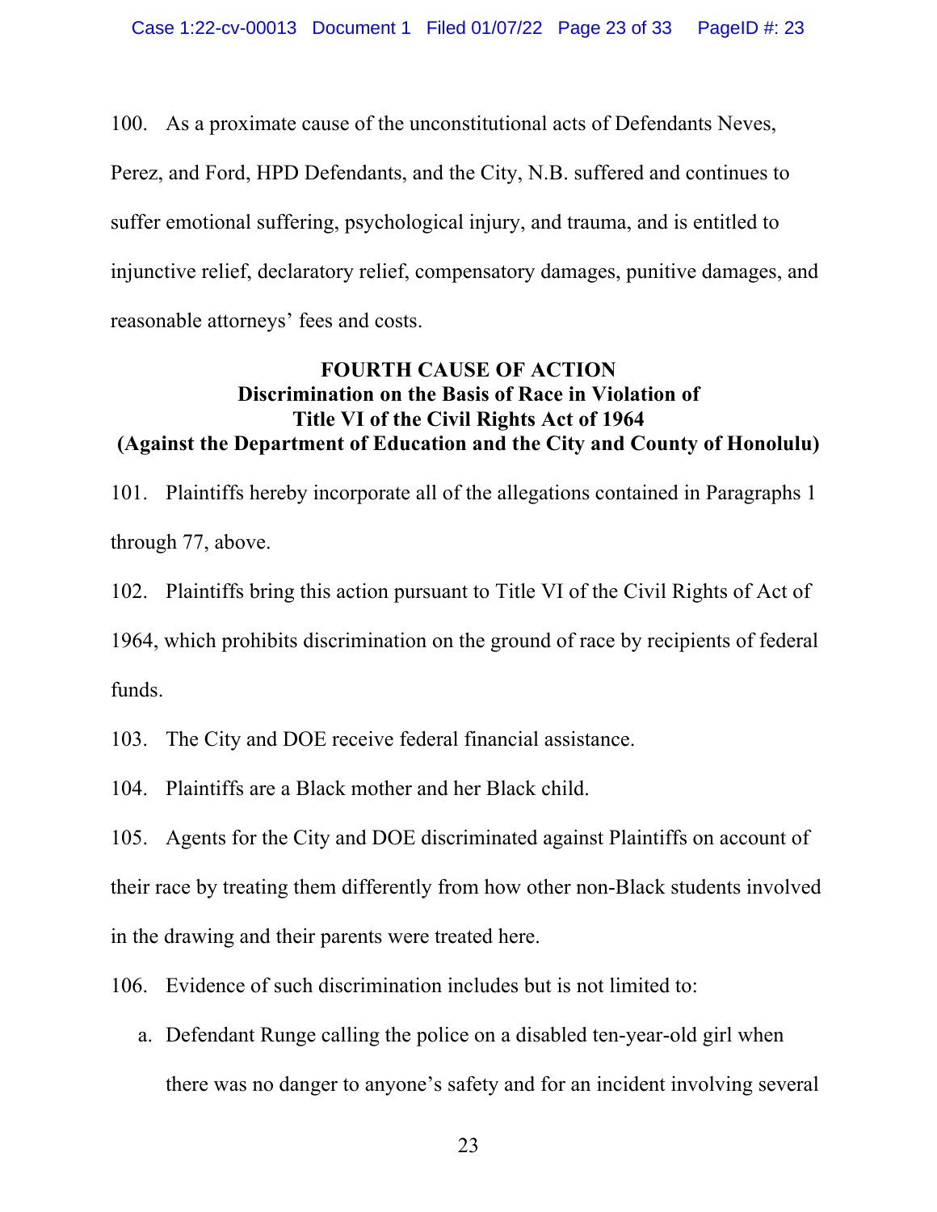100. As a proximate cause of the unconstitutional acts of Defendants Neves, Perez, and Ford, HPD Defendants, and the City, N.B. suffered and continues to suffer emotional suffering, psychological injury, and trauma, and is entitled to injunctive relief, declaratory relief, compensatory damages, punitive damages, and reasonable attorneys' fees and costs.

**FOURTH CAUSE OF ACTION**
**Discrimination on the Basis of Race in Violation of Title VI of the Civil Rights Act of 1964**
**(Against the Department of Education and the City and County of Honolulu)**

101. Plaintiffs hereby incorporate all of the allegations contained in Paragraphs 1 through 77, above.

102. Plaintiffs bring this action pursuant to Title VI of the Civil Rights of Act of 1964, which prohibits discrimination on the ground of race by recipients of federal funds.

103. The City and DOE receive federal financial assistance.

104. Plaintiffs are a Black mother and her Black child.

105. Agents for the City and DOE discriminated against Plaintiffs on account of their race by treating them differently from how other non-Black students involved in the drawing and their parents were treated here.

106. Evidence of such discrimination includes but is not limited to:

a. Defendant Runge calling the police on a disabled ten-year-old girl when there was no danger to anyone's safety and for an incident involving several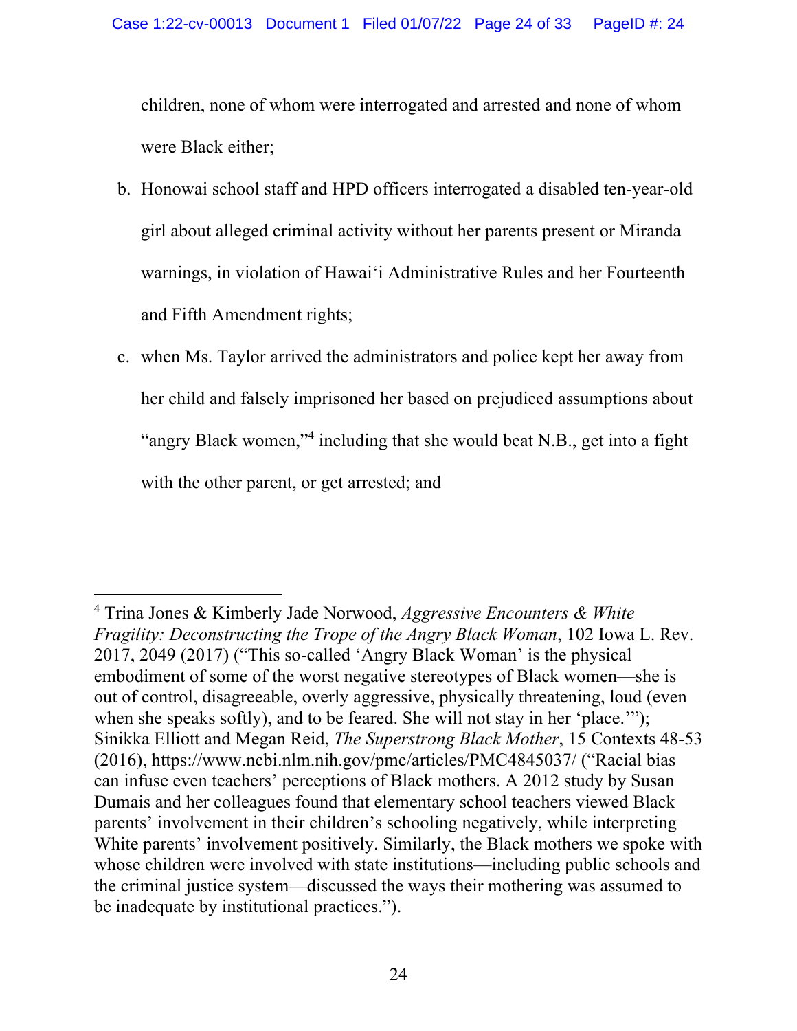children, none of whom were interrogated and arrested and none of whom were Black either;

b. Honowai school staff and HPD officers interrogated a disabled ten-year-old girl about alleged criminal activity without her parents present or Miranda warnings, in violation of Hawaiʻi Administrative Rules and her Fourteenth and Fifth Amendment rights;

c. when Ms. Taylor arrived the administrators and police kept her away from her child and falsely imprisoned her based on prejudiced assumptions about "angry Black women,"[4] including that she would beat N.B., get into a fight with the other parent, or get arrested; and

---

[4] Trina Jones & Kimberly Jade Norwood, *Aggressive Encounters & White Fragility: Deconstructing the Trope of the Angry Black Woman*, 102 Iowa L. Rev. 2017, 2049 (2017) ("This so-called 'Angry Black Woman' is the physical embodiment of some of the worst negative stereotypes of Black women—she is out of control, disagreeable, overly aggressive, physically threatening, loud (even when she speaks softly), and to be feared. She will not stay in her 'place.'"); Sinikka Elliott and Megan Reid, *The Superstrong Black Mother*, 15 Contexts 48-53 (2016), https://www.ncbi.nlm.nih.gov/pmc/articles/PMC4845037/ ("Racial bias can infuse even teachers' perceptions of Black mothers. A 2012 study by Susan Dumais and her colleagues found that elementary school teachers viewed Black parents' involvement in their children's schooling negatively, while interpreting White parents' involvement positively. Similarly, the Black mothers we spoke with whose children were involved with state institutions—including public schools and the criminal justice system—discussed the ways their mothering was assumed to be inadequate by institutional practices.").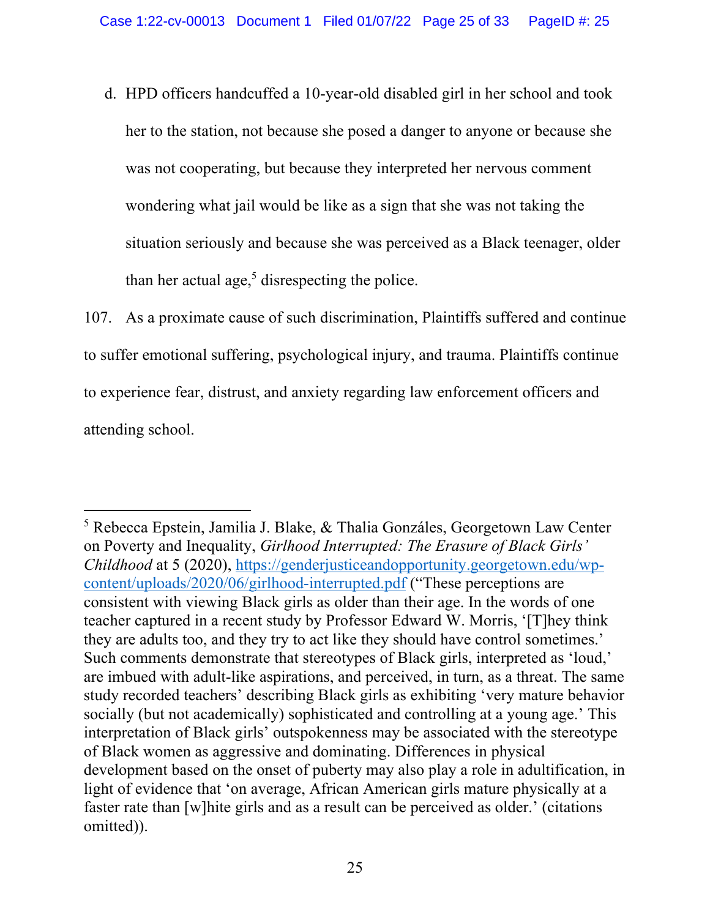d. HPD officers handcuffed a 10-year-old disabled girl in her school and took her to the station, not because she posed a danger to anyone or because she was not cooperating, but because they interpreted her nervous comment wondering what jail would be like as a sign that she was not taking the situation seriously and because she was perceived as a Black teenager, older than her actual age,[5] disrespecting the police.

107. As a proximate cause of such discrimination, Plaintiffs suffered and continue to suffer emotional suffering, psychological injury, and trauma. Plaintiffs continue to experience fear, distrust, and anxiety regarding law enforcement officers and attending school.

---

[5] Rebecca Epstein, Jamilia J. Blake, & Thalia Gonzáles, Georgetown Law Center on Poverty and Inequality, *Girlhood Interrupted: The Erasure of Black Girls' Childhood* at 5 (2020), https://genderjusticeandopportunity.georgetown.edu/wp-content/uploads/2020/06/girlhood-interrupted.pdf ("These perceptions are consistent with viewing Black girls as older than their age. In the words of one teacher captured in a recent study by Professor Edward W. Morris, '[T]hey think they are adults too, and they try to act like they should have control sometimes.' Such comments demonstrate that stereotypes of Black girls, interpreted as 'loud,' are imbued with adult-like aspirations, and perceived, in turn, as a threat. The same study recorded teachers' describing Black girls as exhibiting 'very mature behavior socially (but not academically) sophisticated and controlling at a young age.' This interpretation of Black girls' outspokenness may be associated with the stereotype of Black women as aggressive and dominating. Differences in physical development based on the onset of puberty may also play a role in adultification, in light of evidence that 'on average, African American girls mature physically at a faster rate than [w]hite girls and as a result can be perceived as older.' (citations omitted)).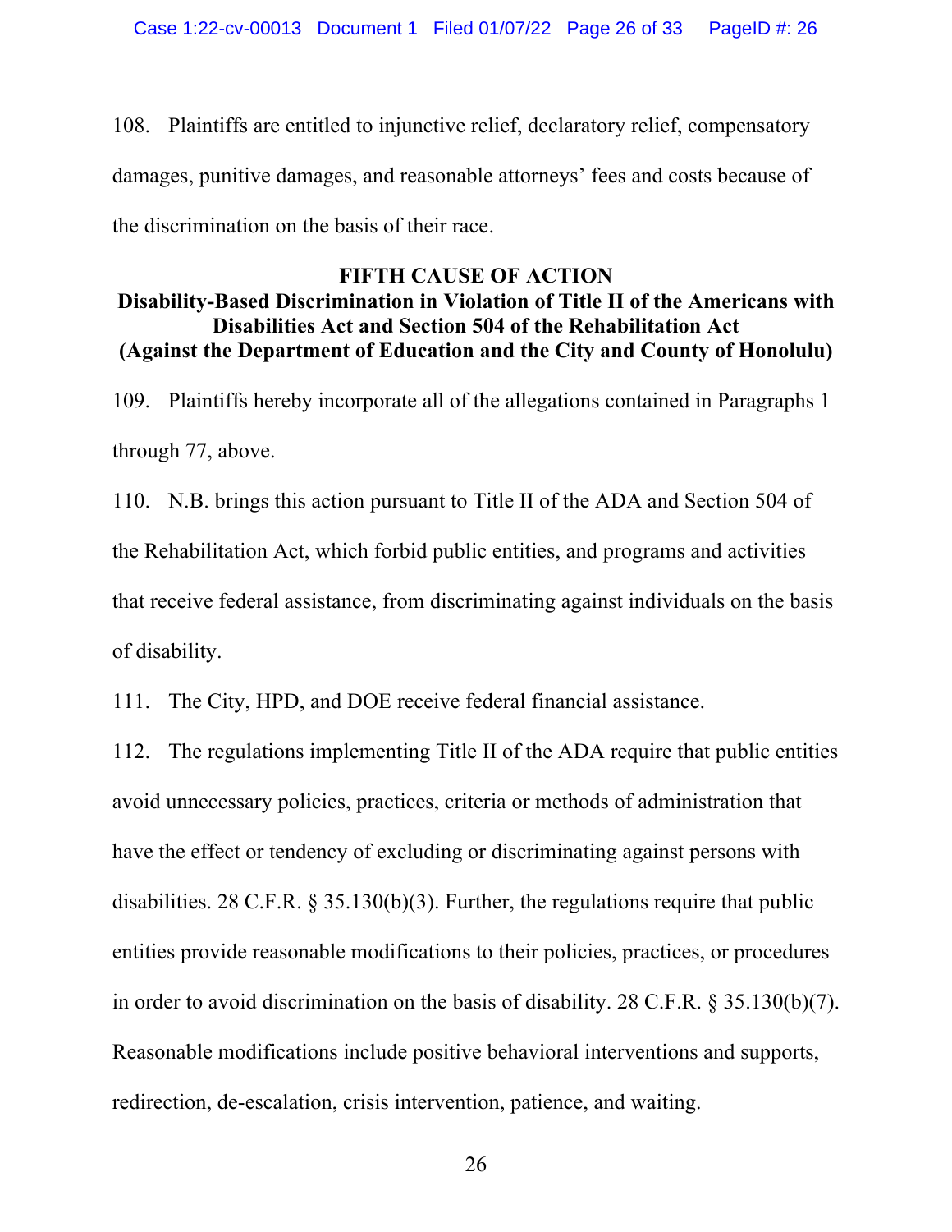108. Plaintiffs are entitled to injunctive relief, declaratory relief, compensatory damages, punitive damages, and reasonable attorneys' fees and costs because of the discrimination on the basis of their race.

## FIFTH CAUSE OF ACTION
## Disability-Based Discrimination in Violation of Title II of the Americans with Disabilities Act and Section 504 of the Rehabilitation Act
## (Against the Department of Education and the City and County of Honolulu)

109. Plaintiffs hereby incorporate all of the allegations contained in Paragraphs 1 through 77, above.

110. N.B. brings this action pursuant to Title II of the ADA and Section 504 of the Rehabilitation Act, which forbid public entities, and programs and activities that receive federal assistance, from discriminating against individuals on the basis of disability.

111. The City, HPD, and DOE receive federal financial assistance.

112. The regulations implementing Title II of the ADA require that public entities avoid unnecessary policies, practices, criteria or methods of administration that have the effect or tendency of excluding or discriminating against persons with disabilities. 28 C.F.R. § 35.130(b)(3). Further, the regulations require that public entities provide reasonable modifications to their policies, practices, or procedures in order to avoid discrimination on the basis of disability. 28 C.F.R. § 35.130(b)(7). Reasonable modifications include positive behavioral interventions and supports, redirection, de-escalation, crisis intervention, patience, and waiting.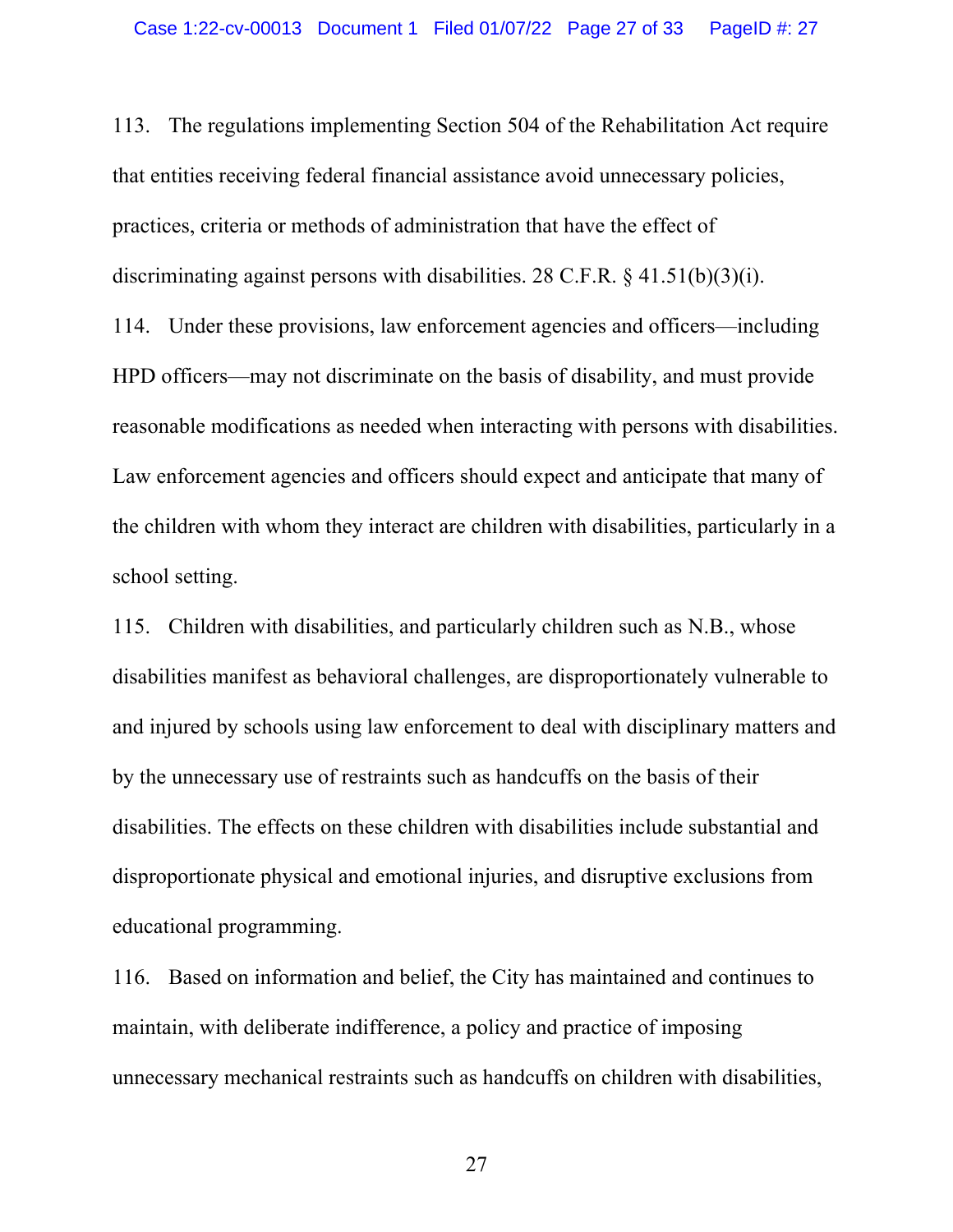113. The regulations implementing Section 504 of the Rehabilitation Act require that entities receiving federal financial assistance avoid unnecessary policies, practices, criteria or methods of administration that have the effect of discriminating against persons with disabilities. 28 C.F.R. § 41.51(b)(3)(i).

114. Under these provisions, law enforcement agencies and officers—including HPD officers—may not discriminate on the basis of disability, and must provide reasonable modifications as needed when interacting with persons with disabilities. Law enforcement agencies and officers should expect and anticipate that many of the children with whom they interact are children with disabilities, particularly in a school setting.

115. Children with disabilities, and particularly children such as N.B., whose disabilities manifest as behavioral challenges, are disproportionately vulnerable to and injured by schools using law enforcement to deal with disciplinary matters and by the unnecessary use of restraints such as handcuffs on the basis of their disabilities. The effects on these children with disabilities include substantial and disproportionate physical and emotional injuries, and disruptive exclusions from educational programming.

116. Based on information and belief, the City has maintained and continues to maintain, with deliberate indifference, a policy and practice of imposing unnecessary mechanical restraints such as handcuffs on children with disabilities,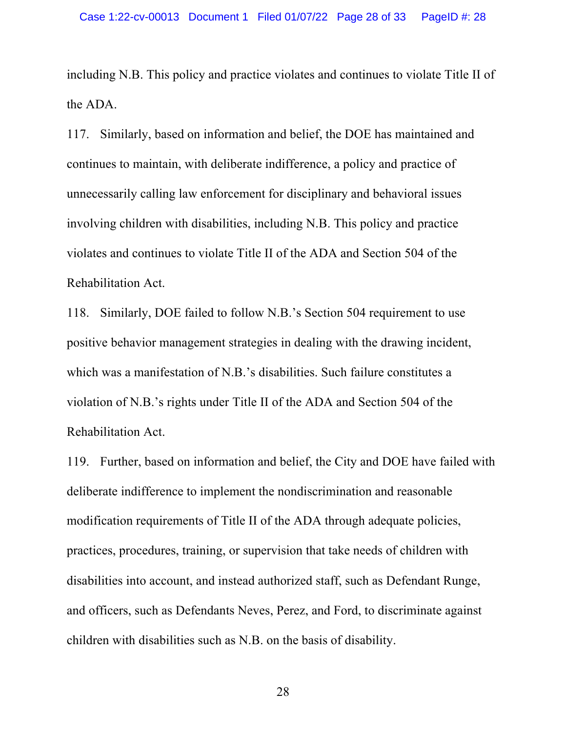including N.B. This policy and practice violates and continues to violate Title II of the ADA.

117. Similarly, based on information and belief, the DOE has maintained and continues to maintain, with deliberate indifference, a policy and practice of unnecessarily calling law enforcement for disciplinary and behavioral issues involving children with disabilities, including N.B. This policy and practice violates and continues to violate Title II of the ADA and Section 504 of the Rehabilitation Act.

118. Similarly, DOE failed to follow N.B.'s Section 504 requirement to use positive behavior management strategies in dealing with the drawing incident, which was a manifestation of N.B.'s disabilities. Such failure constitutes a violation of N.B.'s rights under Title II of the ADA and Section 504 of the Rehabilitation Act.

119. Further, based on information and belief, the City and DOE have failed with deliberate indifference to implement the nondiscrimination and reasonable modification requirements of Title II of the ADA through adequate policies, practices, procedures, training, or supervision that take needs of children with disabilities into account, and instead authorized staff, such as Defendant Runge, and officers, such as Defendants Neves, Perez, and Ford, to discriminate against children with disabilities such as N.B. on the basis of disability.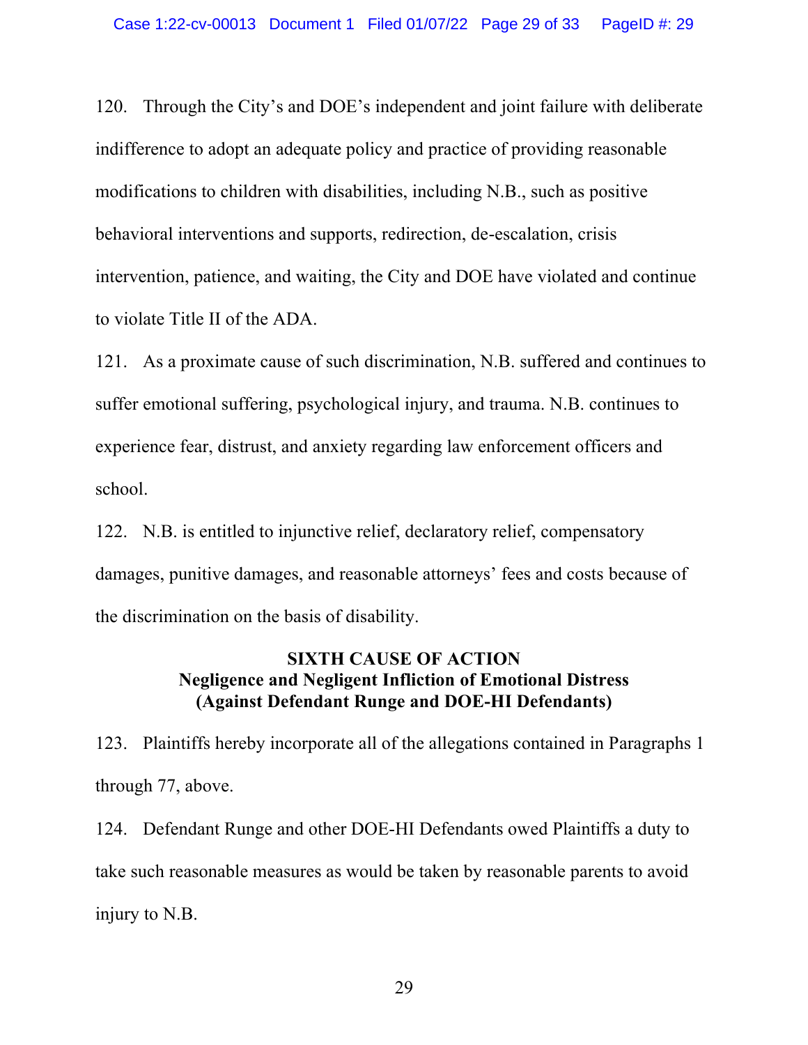120. Through the City's and DOE's independent and joint failure with deliberate indifference to adopt an adequate policy and practice of providing reasonable modifications to children with disabilities, including N.B., such as positive behavioral interventions and supports, redirection, de-escalation, crisis intervention, patience, and waiting, the City and DOE have violated and continue to violate Title II of the ADA.

121. As a proximate cause of such discrimination, N.B. suffered and continues to suffer emotional suffering, psychological injury, and trauma. N.B. continues to experience fear, distrust, and anxiety regarding law enforcement officers and school.

122. N.B. is entitled to injunctive relief, declaratory relief, compensatory damages, punitive damages, and reasonable attorneys' fees and costs because of the discrimination on the basis of disability.

**SIXTH CAUSE OF ACTION**
**Negligence and Negligent Infliction of Emotional Distress**
**(Against Defendant Runge and DOE-HI Defendants)**

123. Plaintiffs hereby incorporate all of the allegations contained in Paragraphs 1 through 77, above.

124. Defendant Runge and other DOE-HI Defendants owed Plaintiffs a duty to take such reasonable measures as would be taken by reasonable parents to avoid injury to N.B.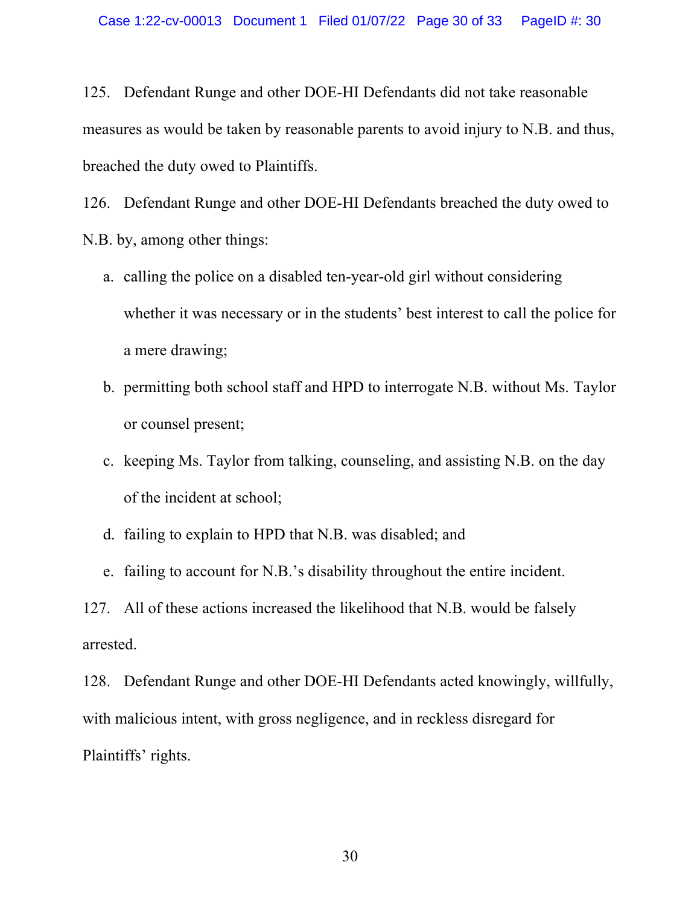125. Defendant Runge and other DOE-HI Defendants did not take reasonable measures as would be taken by reasonable parents to avoid injury to N.B. and thus, breached the duty owed to Plaintiffs.

126. Defendant Runge and other DOE-HI Defendants breached the duty owed to N.B. by, among other things:

  a. calling the police on a disabled ten-year-old girl without considering whether it was necessary or in the students' best interest to call the police for a mere drawing;

  b. permitting both school staff and HPD to interrogate N.B. without Ms. Taylor or counsel present;

  c. keeping Ms. Taylor from talking, counseling, and assisting N.B. on the day of the incident at school;

  d. failing to explain to HPD that N.B. was disabled; and

  e. failing to account for N.B.'s disability throughout the entire incident.

127. All of these actions increased the likelihood that N.B. would be falsely arrested.

128. Defendant Runge and other DOE-HI Defendants acted knowingly, willfully, with malicious intent, with gross negligence, and in reckless disregard for Plaintiffs' rights.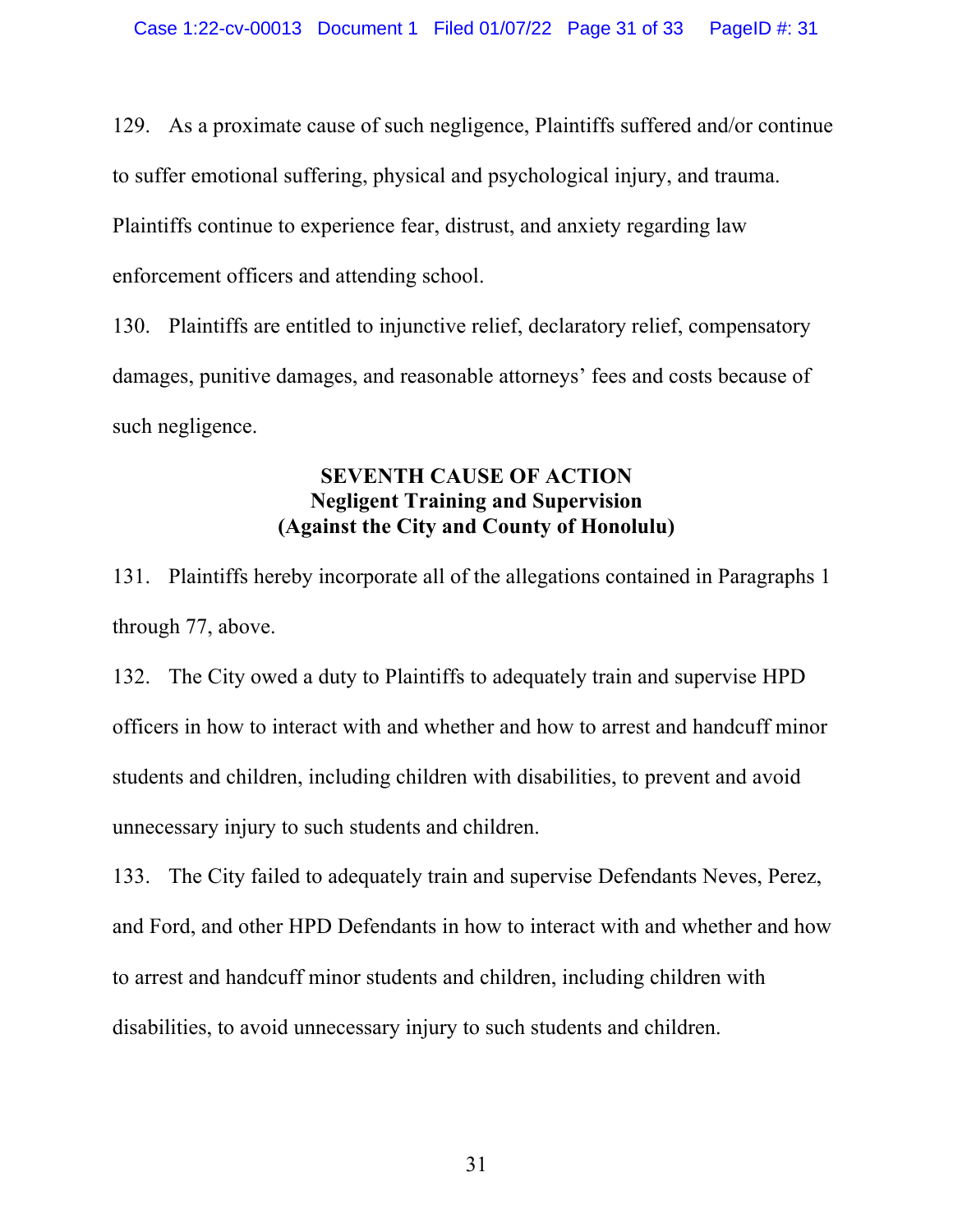129. As a proximate cause of such negligence, Plaintiffs suffered and/or continue to suffer emotional suffering, physical and psychological injury, and trauma. Plaintiffs continue to experience fear, distrust, and anxiety regarding law enforcement officers and attending school.

130. Plaintiffs are entitled to injunctive relief, declaratory relief, compensatory damages, punitive damages, and reasonable attorneys' fees and costs because of such negligence.

**SEVENTH CAUSE OF ACTION**
**Negligent Training and Supervision**
**(Against the City and County of Honolulu)**

131. Plaintiffs hereby incorporate all of the allegations contained in Paragraphs 1 through 77, above.

132. The City owed a duty to Plaintiffs to adequately train and supervise HPD officers in how to interact with and whether and how to arrest and handcuff minor students and children, including children with disabilities, to prevent and avoid unnecessary injury to such students and children.

133. The City failed to adequately train and supervise Defendants Neves, Perez, and Ford, and other HPD Defendants in how to interact with and whether and how to arrest and handcuff minor students and children, including children with disabilities, to avoid unnecessary injury to such students and children.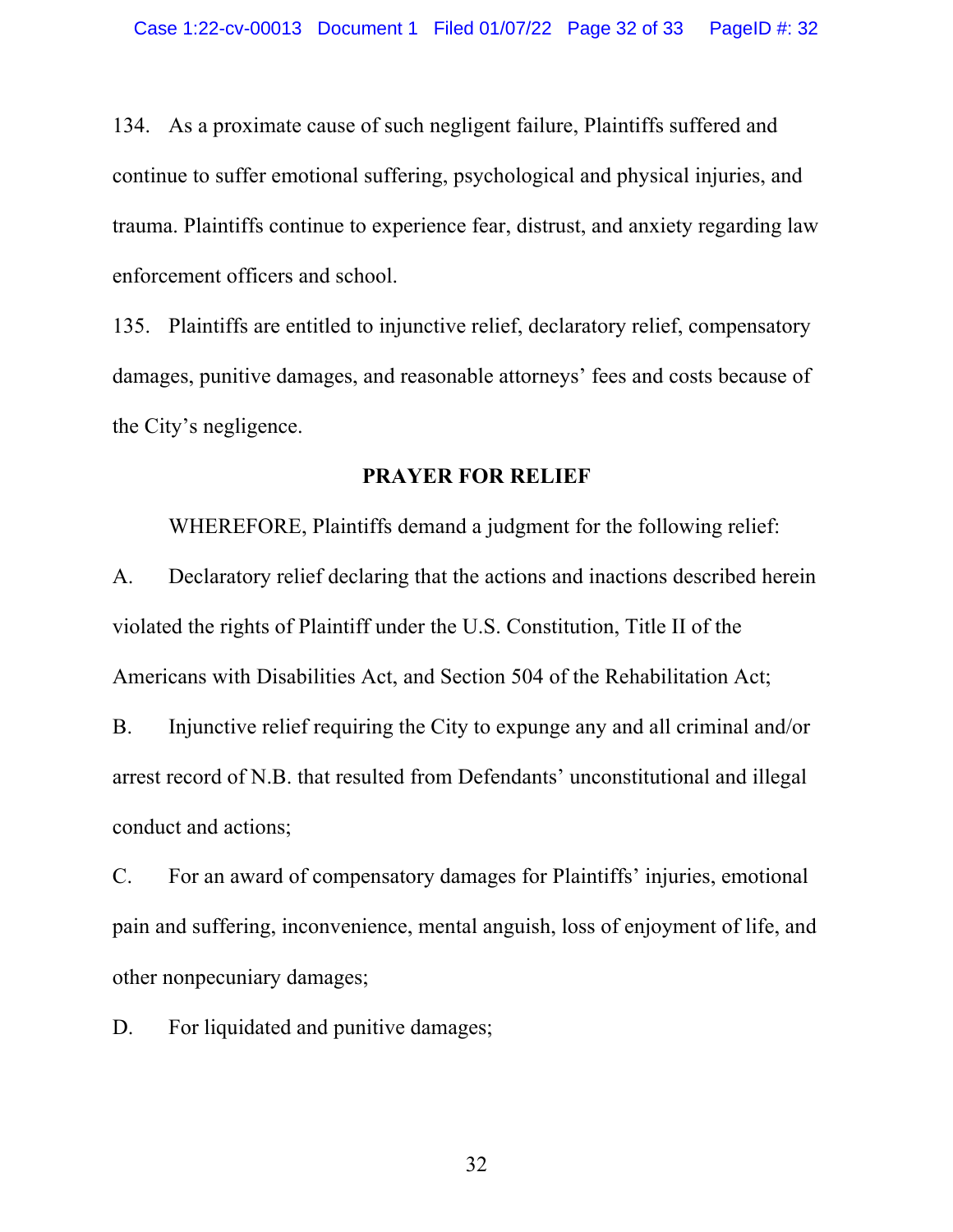134. As a proximate cause of such negligent failure, Plaintiffs suffered and continue to suffer emotional suffering, psychological and physical injuries, and trauma. Plaintiffs continue to experience fear, distrust, and anxiety regarding law enforcement officers and school.

135. Plaintiffs are entitled to injunctive relief, declaratory relief, compensatory damages, punitive damages, and reasonable attorneys' fees and costs because of the City's negligence.

**PRAYER FOR RELIEF**

WHEREFORE, Plaintiffs demand a judgment for the following relief:

A. Declaratory relief declaring that the actions and inactions described herein violated the rights of Plaintiff under the U.S. Constitution, Title II of the Americans with Disabilities Act, and Section 504 of the Rehabilitation Act;

B. Injunctive relief requiring the City to expunge any and all criminal and/or arrest record of N.B. that resulted from Defendants' unconstitutional and illegal conduct and actions;

C. For an award of compensatory damages for Plaintiffs' injuries, emotional pain and suffering, inconvenience, mental anguish, loss of enjoyment of life, and other nonpecuniary damages;

D. For liquidated and punitive damages;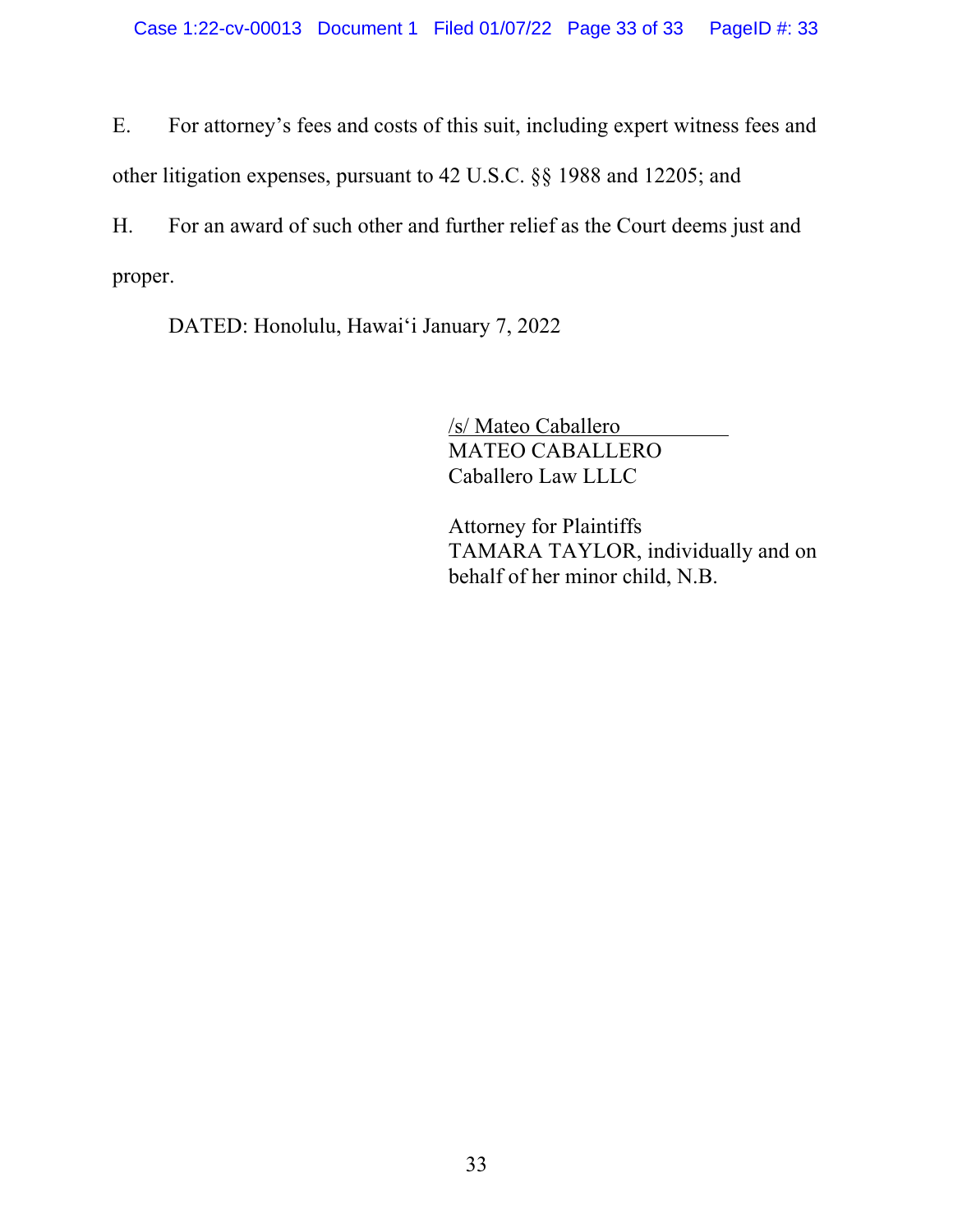E. For attorney's fees and costs of this suit, including expert witness fees and other litigation expenses, pursuant to 42 U.S.C. §§ 1988 and 12205; and

H. For an award of such other and further relief as the Court deems just and proper.

DATED: Honolulu, Hawaiʻi January 7, 2022

/s/ Mateo Caballero
MATEO CABALLERO
Caballero Law LLLC

Attorney for Plaintiffs
TAMARA TAYLOR, individually and on behalf of her minor child, N.B.